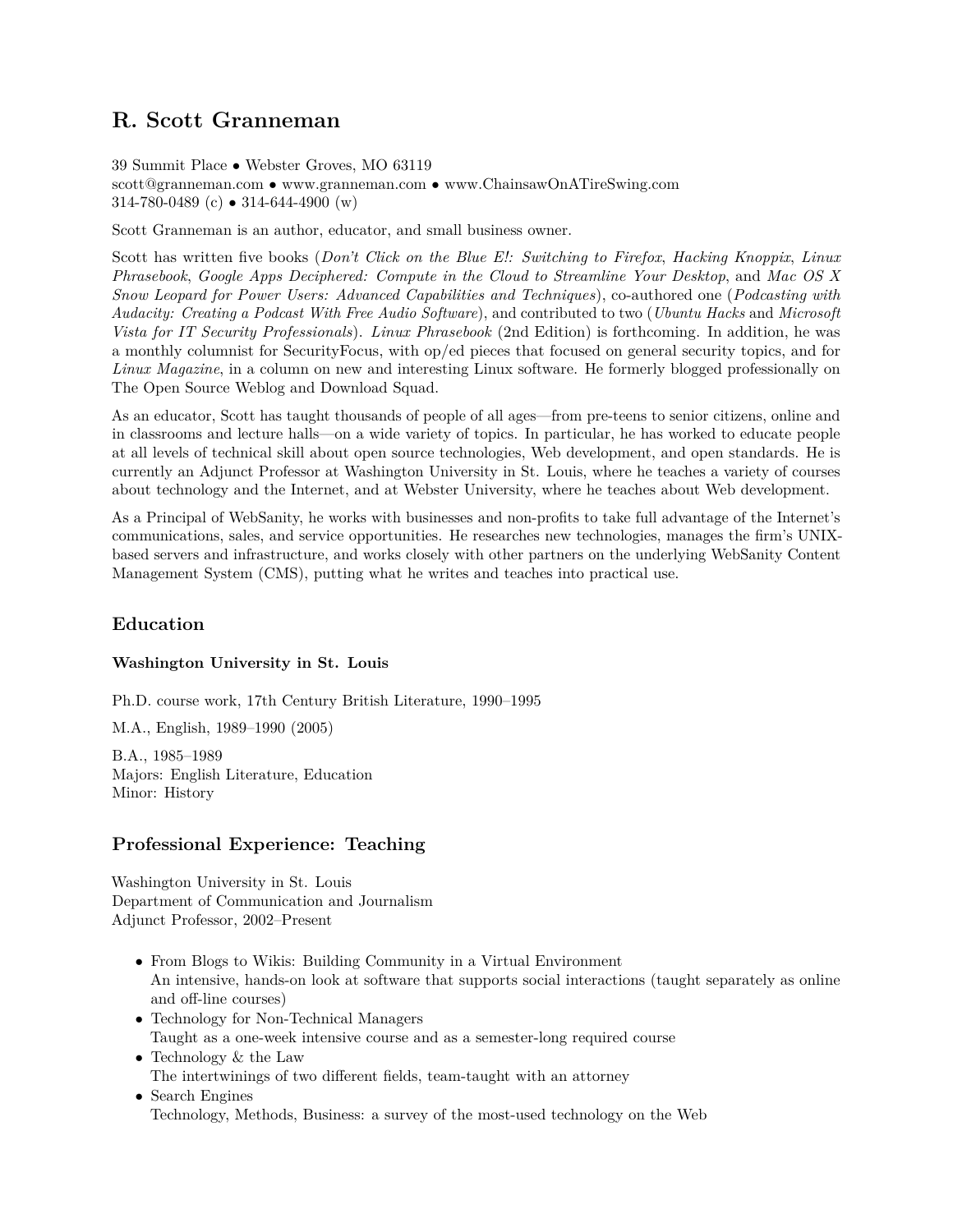# R. Scott Granneman

39 Summit Place • Webster Groves, MO 63119
scott@granneman.com • www.granneman.com • www.ChainsawOnATireSwing.com
314-780-0489 (c) • 314-644-4900 (w)

Scott Granneman is an author, educator, and small business owner.

Scott has written five books (*Don't Click on the Blue E!: Switching to Firefox*, *Hacking Knoppix*, *Linux Phrasebook*, *Google Apps Deciphered: Compute in the Cloud to Streamline Your Desktop*, and *Mac OS X Snow Leopard for Power Users: Advanced Capabilities and Techniques*), co-authored one (*Podcasting with Audacity: Creating a Podcast With Free Audio Software*), and contributed to two (*Ubuntu Hacks* and *Microsoft Vista for IT Security Professionals*). *Linux Phrasebook* (2nd Edition) is forthcoming. In addition, he was a monthly columnist for SecurityFocus, with op/ed pieces that focused on general security topics, and for *Linux Magazine*, in a column on new and interesting Linux software. He formerly blogged professionally on The Open Source Weblog and Download Squad.

As an educator, Scott has taught thousands of people of all ages—from pre-teens to senior citizens, online and in classrooms and lecture halls—on a wide variety of topics. In particular, he has worked to educate people at all levels of technical skill about open source technologies, Web development, and open standards. He is currently an Adjunct Professor at Washington University in St. Louis, where he teaches a variety of courses about technology and the Internet, and at Webster University, where he teaches about Web development.

As a Principal of WebSanity, he works with businesses and non-profits to take full advantage of the Internet's communications, sales, and service opportunities. He researches new technologies, manages the firm's UNIX-based servers and infrastructure, and works closely with other partners on the underlying WebSanity Content Management System (CMS), putting what he writes and teaches into practical use.

## Education

### Washington University in St. Louis

Ph.D. course work, 17th Century British Literature, 1990–1995

M.A., English, 1989–1990 (2005)

B.A., 1985–1989
Majors: English Literature, Education
Minor: History

## Professional Experience: Teaching

Washington University in St. Louis
Department of Communication and Journalism
Adjunct Professor, 2002–Present

- From Blogs to Wikis: Building Community in a Virtual Environment
  An intensive, hands-on look at software that supports social interactions (taught separately as online and off-line courses)
- Technology for Non-Technical Managers
  Taught as a one-week intensive course and as a semester-long required course
- Technology & the Law
  The intertwinings of two different fields, team-taught with an attorney
- Search Engines
  Technology, Methods, Business: a survey of the most-used technology on the Web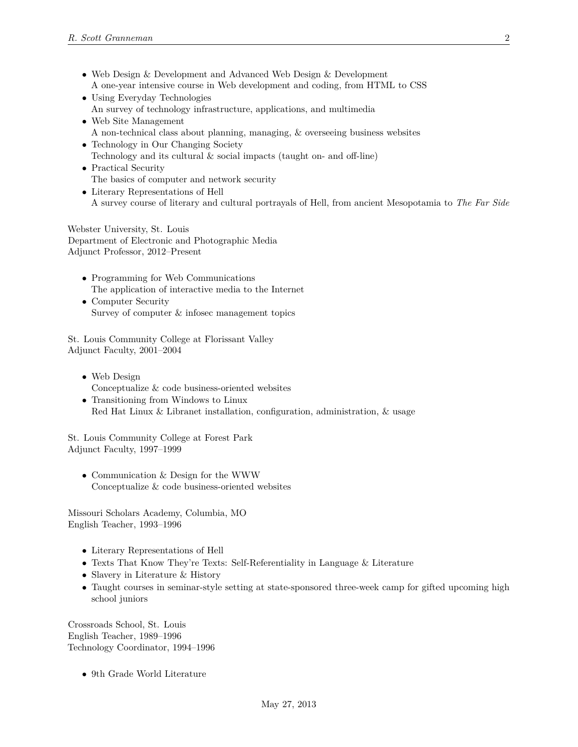- Web Design & Development and Advanced Web Design & Development
  A one-year intensive course in Web development and coding, from HTML to CSS
- Using Everyday Technologies
  An survey of technology infrastructure, applications, and multimedia
- Web Site Management
  A non-technical class about planning, managing, & overseeing business websites
- Technology in Our Changing Society
  Technology and its cultural & social impacts (taught on- and off-line)
- Practical Security
  The basics of computer and network security
- Literary Representations of Hell
  A survey course of literary and cultural portrayals of Hell, from ancient Mesopotamia to *The Far Side*

Webster University, St. Louis
Department of Electronic and Photographic Media
Adjunct Professor, 2012–Present

- Programming for Web Communications
  The application of interactive media to the Internet
- Computer Security
  Survey of computer & infosec management topics

St. Louis Community College at Florissant Valley
Adjunct Faculty, 2001–2004

- Web Design
  Conceptualize & code business-oriented websites
- Transitioning from Windows to Linux
  Red Hat Linux & Libranet installation, configuration, administration, & usage

St. Louis Community College at Forest Park
Adjunct Faculty, 1997–1999

- Communication & Design for the WWW
  Conceptualize & code business-oriented websites

Missouri Scholars Academy, Columbia, MO
English Teacher, 1993–1996

- Literary Representations of Hell
- Texts That Know They're Texts: Self-Referentiality in Language & Literature
- Slavery in Literature & History
- Taught courses in seminar-style setting at state-sponsored three-week camp for gifted upcoming high school juniors

Crossroads School, St. Louis
English Teacher, 1989–1996
Technology Coordinator, 1994–1996

- 9th Grade World Literature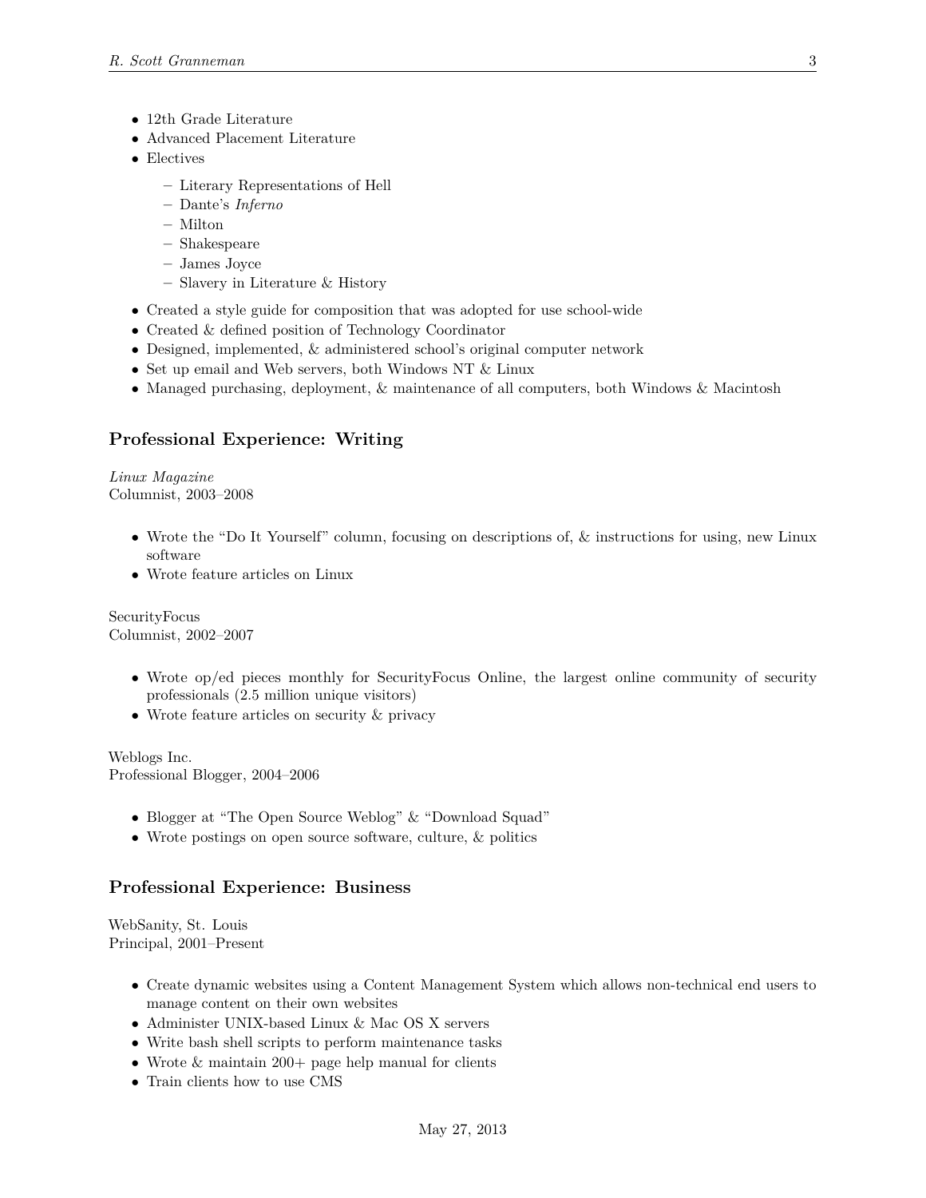- 12th Grade Literature
- Advanced Placement Literature
- Electives
  - Literary Representations of Hell
  - Dante's *Inferno*
  - Milton
  - Shakespeare
  - James Joyce
  - Slavery in Literature & History
- Created a style guide for composition that was adopted for use school-wide
- Created & defined position of Technology Coordinator
- Designed, implemented, & administered school's original computer network
- Set up email and Web servers, both Windows NT & Linux
- Managed purchasing, deployment, & maintenance of all computers, both Windows & Macintosh

## Professional Experience: Writing

*Linux Magazine*
Columnist, 2003–2008

- Wrote the "Do It Yourself" column, focusing on descriptions of, & instructions for using, new Linux software
- Wrote feature articles on Linux

SecurityFocus
Columnist, 2002–2007

- Wrote op/ed pieces monthly for SecurityFocus Online, the largest online community of security professionals (2.5 million unique visitors)
- Wrote feature articles on security & privacy

Weblogs Inc.
Professional Blogger, 2004–2006

- Blogger at "The Open Source Weblog" & "Download Squad"
- Wrote postings on open source software, culture, & politics

## Professional Experience: Business

WebSanity, St. Louis
Principal, 2001–Present

- Create dynamic websites using a Content Management System which allows non-technical end users to manage content on their own websites
- Administer UNIX-based Linux & Mac OS X servers
- Write bash shell scripts to perform maintenance tasks
- Wrote & maintain 200+ page help manual for clients
- Train clients how to use CMS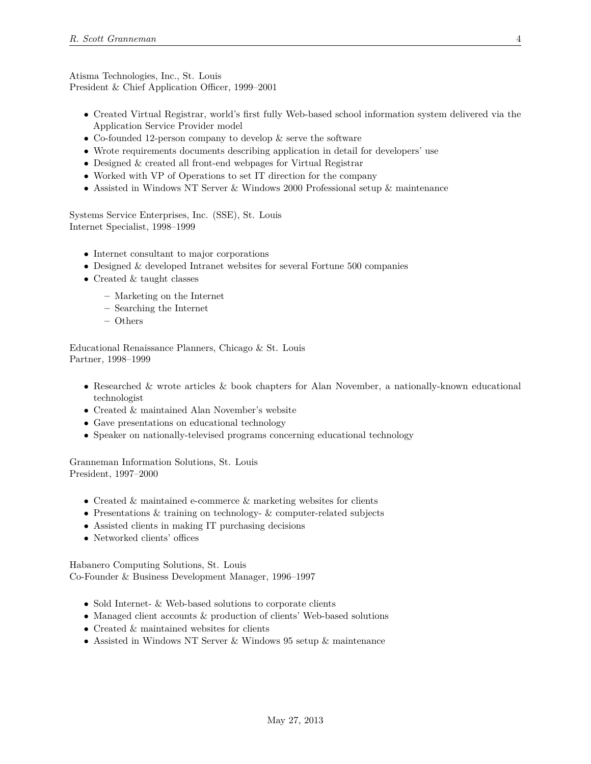Atisma Technologies, Inc., St. Louis
President & Chief Application Officer, 1999–2001

- Created Virtual Registrar, world's first fully Web-based school information system delivered via the Application Service Provider model
- Co-founded 12-person company to develop & serve the software
- Wrote requirements documents describing application in detail for developers' use
- Designed & created all front-end webpages for Virtual Registrar
- Worked with VP of Operations to set IT direction for the company
- Assisted in Windows NT Server & Windows 2000 Professional setup & maintenance

Systems Service Enterprises, Inc. (SSE), St. Louis
Internet Specialist, 1998–1999

- Internet consultant to major corporations
- Designed & developed Intranet websites for several Fortune 500 companies
- Created & taught classes
  - Marketing on the Internet
  - Searching the Internet
  - Others

Educational Renaissance Planners, Chicago & St. Louis
Partner, 1998–1999

- Researched & wrote articles & book chapters for Alan November, a nationally-known educational technologist
- Created & maintained Alan November's website
- Gave presentations on educational technology
- Speaker on nationally-televised programs concerning educational technology

Granneman Information Solutions, St. Louis
President, 1997–2000

- Created & maintained e-commerce & marketing websites for clients
- Presentations & training on technology- & computer-related subjects
- Assisted clients in making IT purchasing decisions
- Networked clients' offices

Habanero Computing Solutions, St. Louis
Co-Founder & Business Development Manager, 1996–1997

- Sold Internet- & Web-based solutions to corporate clients
- Managed client accounts & production of clients' Web-based solutions
- Created & maintained websites for clients
- Assisted in Windows NT Server & Windows 95 setup & maintenance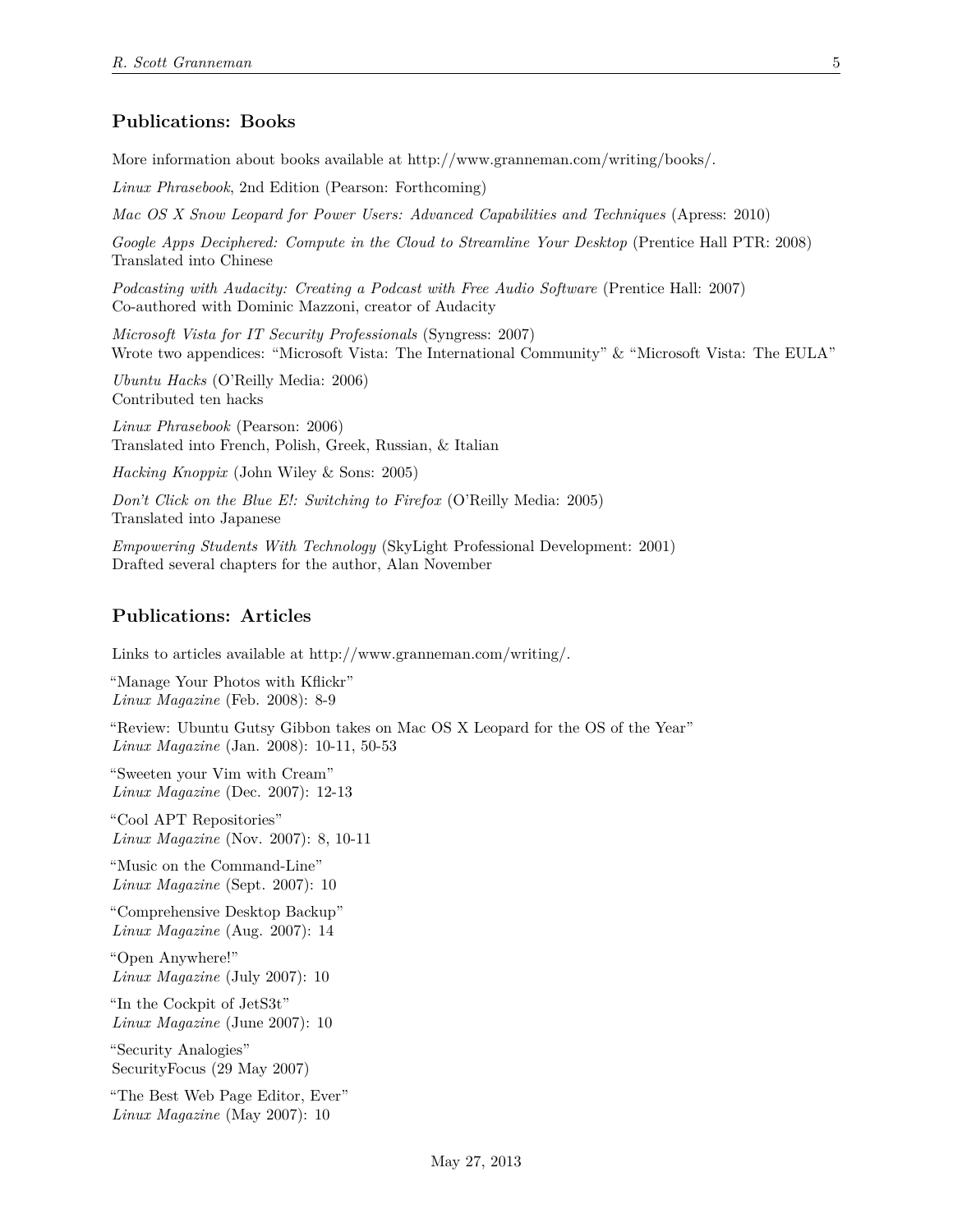## Publications: Books

More information about books available at http://www.granneman.com/writing/books/.

*Linux Phrasebook*, 2nd Edition (Pearson: Forthcoming)

*Mac OS X Snow Leopard for Power Users: Advanced Capabilities and Techniques* (Apress: 2010)

*Google Apps Deciphered: Compute in the Cloud to Streamline Your Desktop* (Prentice Hall PTR: 2008)
Translated into Chinese

*Podcasting with Audacity: Creating a Podcast with Free Audio Software* (Prentice Hall: 2007)
Co-authored with Dominic Mazzoni, creator of Audacity

*Microsoft Vista for IT Security Professionals* (Syngress: 2007)
Wrote two appendices: "Microsoft Vista: The International Community" & "Microsoft Vista: The EULA"

*Ubuntu Hacks* (O'Reilly Media: 2006)
Contributed ten hacks

*Linux Phrasebook* (Pearson: 2006)
Translated into French, Polish, Greek, Russian, & Italian

*Hacking Knoppix* (John Wiley & Sons: 2005)

*Don't Click on the Blue E!: Switching to Firefox* (O'Reilly Media: 2005)
Translated into Japanese

*Empowering Students With Technology* (SkyLight Professional Development: 2001)
Drafted several chapters for the author, Alan November

## Publications: Articles

Links to articles available at http://www.granneman.com/writing/.

"Manage Your Photos with Kflickr"
*Linux Magazine* (Feb. 2008): 8-9

"Review: Ubuntu Gutsy Gibbon takes on Mac OS X Leopard for the OS of the Year"
*Linux Magazine* (Jan. 2008): 10-11, 50-53

"Sweeten your Vim with Cream"
*Linux Magazine* (Dec. 2007): 12-13

"Cool APT Repositories"
*Linux Magazine* (Nov. 2007): 8, 10-11

"Music on the Command-Line"
*Linux Magazine* (Sept. 2007): 10

"Comprehensive Desktop Backup"
*Linux Magazine* (Aug. 2007): 14

"Open Anywhere!"
*Linux Magazine* (July 2007): 10

"In the Cockpit of JetS3t"
*Linux Magazine* (June 2007): 10

"Security Analogies"
SecurityFocus (29 May 2007)

"The Best Web Page Editor, Ever"
*Linux Magazine* (May 2007): 10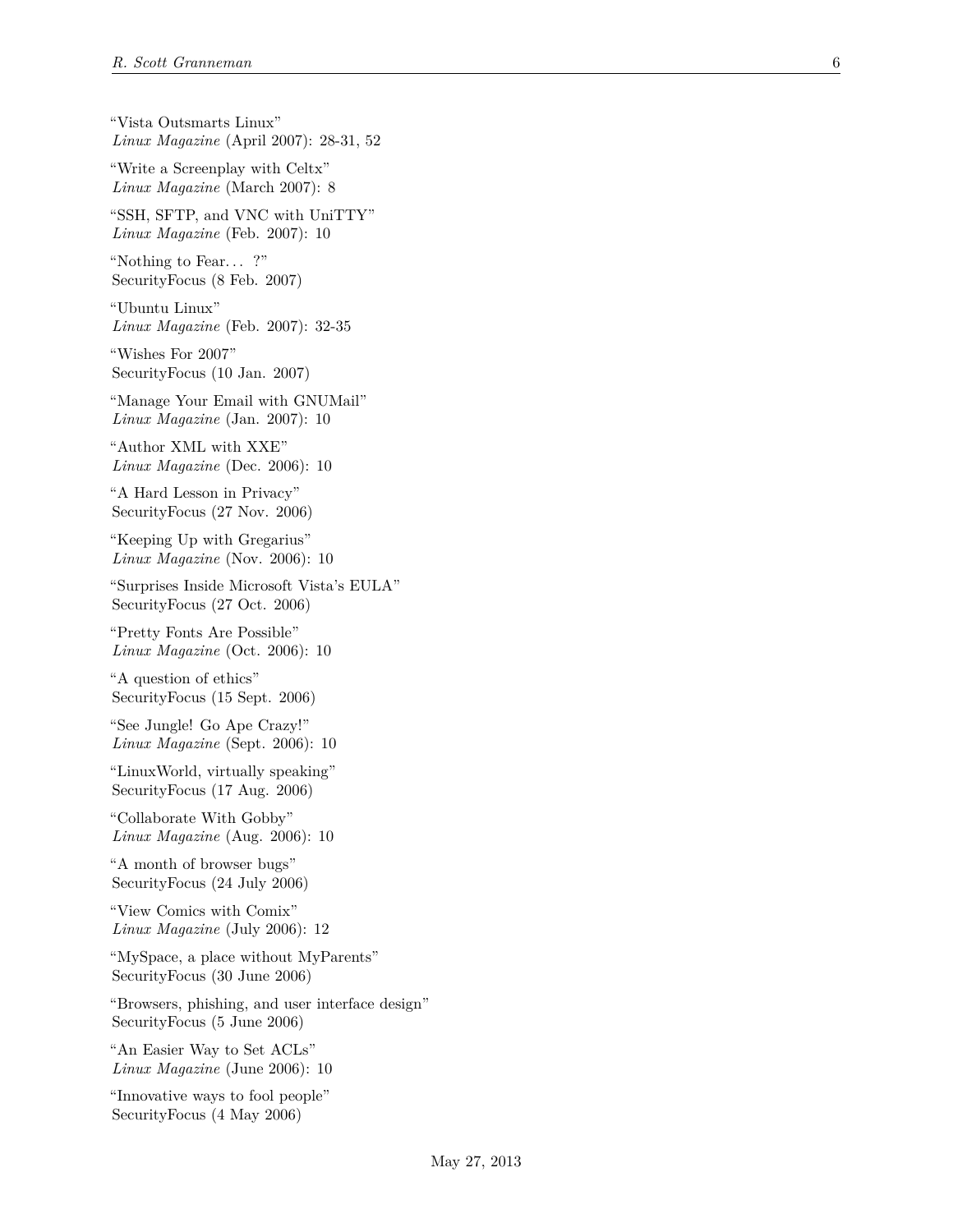"Vista Outsmarts Linux"
*Linux Magazine* (April 2007): 28-31, 52

"Write a Screenplay with Celtx"
*Linux Magazine* (March 2007): 8

"SSH, SFTP, and VNC with UniTTY"
*Linux Magazine* (Feb. 2007): 10

"Nothing to Fear. . . ?"
SecurityFocus (8 Feb. 2007)

"Ubuntu Linux"
*Linux Magazine* (Feb. 2007): 32-35

"Wishes For 2007"
SecurityFocus (10 Jan. 2007)

"Manage Your Email with GNUMail"
*Linux Magazine* (Jan. 2007): 10

"Author XML with XXE"
*Linux Magazine* (Dec. 2006): 10

"A Hard Lesson in Privacy"
SecurityFocus (27 Nov. 2006)

"Keeping Up with Gregarius"
*Linux Magazine* (Nov. 2006): 10

"Surprises Inside Microsoft Vista's EULA"
SecurityFocus (27 Oct. 2006)

"Pretty Fonts Are Possible"
*Linux Magazine* (Oct. 2006): 10

"A question of ethics"
SecurityFocus (15 Sept. 2006)

"See Jungle! Go Ape Crazy!"
*Linux Magazine* (Sept. 2006): 10

"LinuxWorld, virtually speaking"
SecurityFocus (17 Aug. 2006)

"Collaborate With Gobby"
*Linux Magazine* (Aug. 2006): 10

"A month of browser bugs"
SecurityFocus (24 July 2006)

"View Comics with Comix"
*Linux Magazine* (July 2006): 12

"MySpace, a place without MyParents"
SecurityFocus (30 June 2006)

"Browsers, phishing, and user interface design"
SecurityFocus (5 June 2006)

"An Easier Way to Set ACLs"
*Linux Magazine* (June 2006): 10

"Innovative ways to fool people"
SecurityFocus (4 May 2006)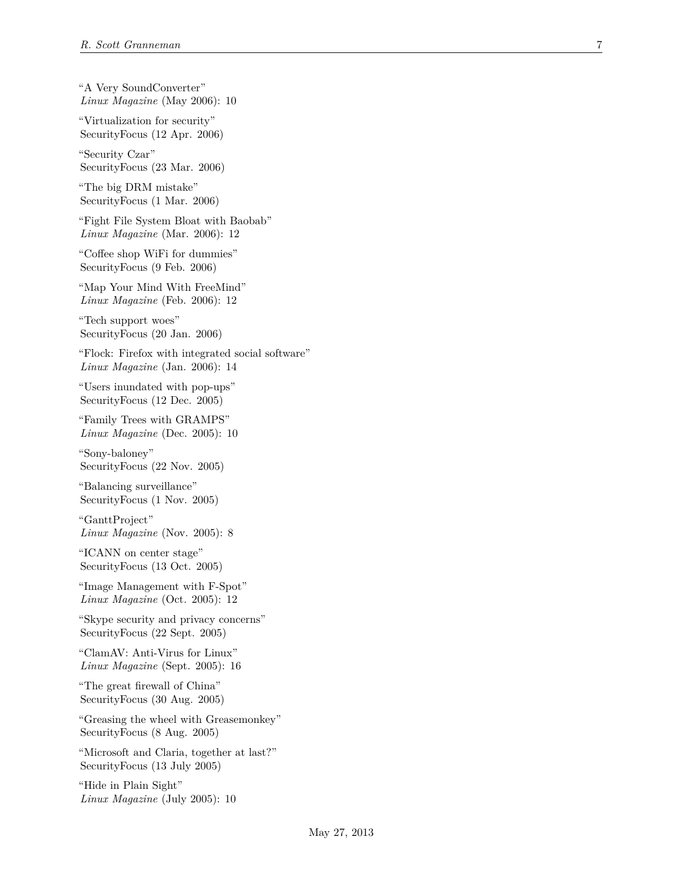"A Very SoundConverter"
*Linux Magazine* (May 2006): 10

"Virtualization for security"
SecurityFocus (12 Apr. 2006)

"Security Czar"
SecurityFocus (23 Mar. 2006)

"The big DRM mistake"
SecurityFocus (1 Mar. 2006)

"Fight File System Bloat with Baobab"
*Linux Magazine* (Mar. 2006): 12

"Coffee shop WiFi for dummies"
SecurityFocus (9 Feb. 2006)

"Map Your Mind With FreeMind"
*Linux Magazine* (Feb. 2006): 12

"Tech support woes"
SecurityFocus (20 Jan. 2006)

"Flock: Firefox with integrated social software"
*Linux Magazine* (Jan. 2006): 14

"Users inundated with pop-ups"
SecurityFocus (12 Dec. 2005)

"Family Trees with GRAMPS"
*Linux Magazine* (Dec. 2005): 10

"Sony-baloney"
SecurityFocus (22 Nov. 2005)

"Balancing surveillance"
SecurityFocus (1 Nov. 2005)

"GanttProject"
*Linux Magazine* (Nov. 2005): 8

"ICANN on center stage"
SecurityFocus (13 Oct. 2005)

"Image Management with F-Spot"
*Linux Magazine* (Oct. 2005): 12

"Skype security and privacy concerns"
SecurityFocus (22 Sept. 2005)

"ClamAV: Anti-Virus for Linux"
*Linux Magazine* (Sept. 2005): 16

"The great firewall of China"
SecurityFocus (30 Aug. 2005)

"Greasing the wheel with Greasemonkey"
SecurityFocus (8 Aug. 2005)

"Microsoft and Claria, together at last?"
SecurityFocus (13 July 2005)

"Hide in Plain Sight"
*Linux Magazine* (July 2005): 10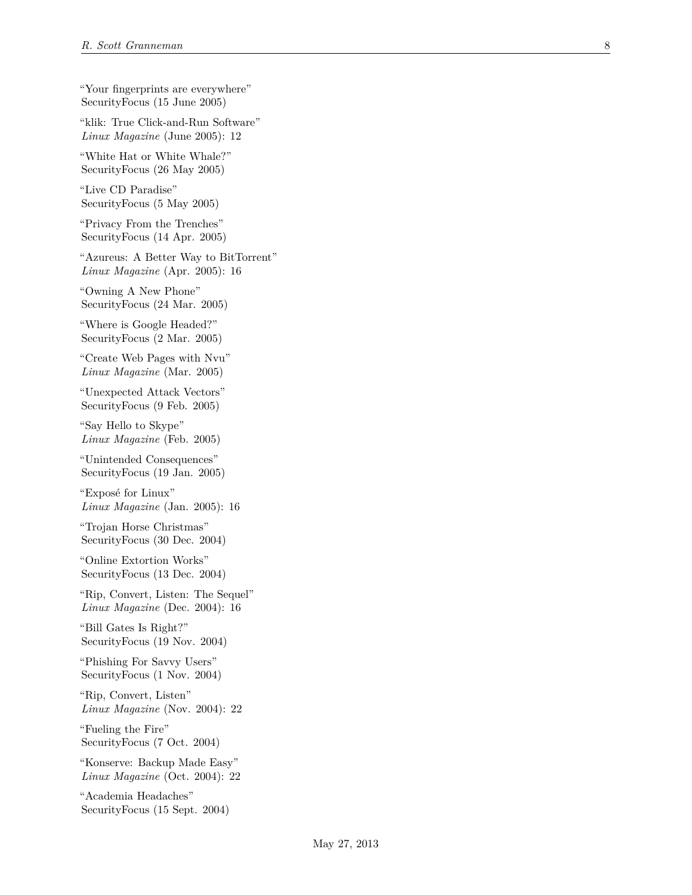"Your fingerprints are everywhere"
SecurityFocus (15 June 2005)

"klik: True Click-and-Run Software"
*Linux Magazine* (June 2005): 12

"White Hat or White Whale?"
SecurityFocus (26 May 2005)

"Live CD Paradise"
SecurityFocus (5 May 2005)

"Privacy From the Trenches"
SecurityFocus (14 Apr. 2005)

"Azureus: A Better Way to BitTorrent"
*Linux Magazine* (Apr. 2005): 16

"Owning A New Phone"
SecurityFocus (24 Mar. 2005)

"Where is Google Headed?"
SecurityFocus (2 Mar. 2005)

"Create Web Pages with Nvu"
*Linux Magazine* (Mar. 2005)

"Unexpected Attack Vectors"
SecurityFocus (9 Feb. 2005)

"Say Hello to Skype"
*Linux Magazine* (Feb. 2005)

"Unintended Consequences"
SecurityFocus (19 Jan. 2005)

"Exposé for Linux"
*Linux Magazine* (Jan. 2005): 16

"Trojan Horse Christmas"
SecurityFocus (30 Dec. 2004)

"Online Extortion Works"
SecurityFocus (13 Dec. 2004)

"Rip, Convert, Listen: The Sequel"
*Linux Magazine* (Dec. 2004): 16

"Bill Gates Is Right?"
SecurityFocus (19 Nov. 2004)

"Phishing For Savvy Users"
SecurityFocus (1 Nov. 2004)

"Rip, Convert, Listen"
*Linux Magazine* (Nov. 2004): 22

"Fueling the Fire"
SecurityFocus (7 Oct. 2004)

"Konserve: Backup Made Easy"
*Linux Magazine* (Oct. 2004): 22

"Academia Headaches"
SecurityFocus (15 Sept. 2004)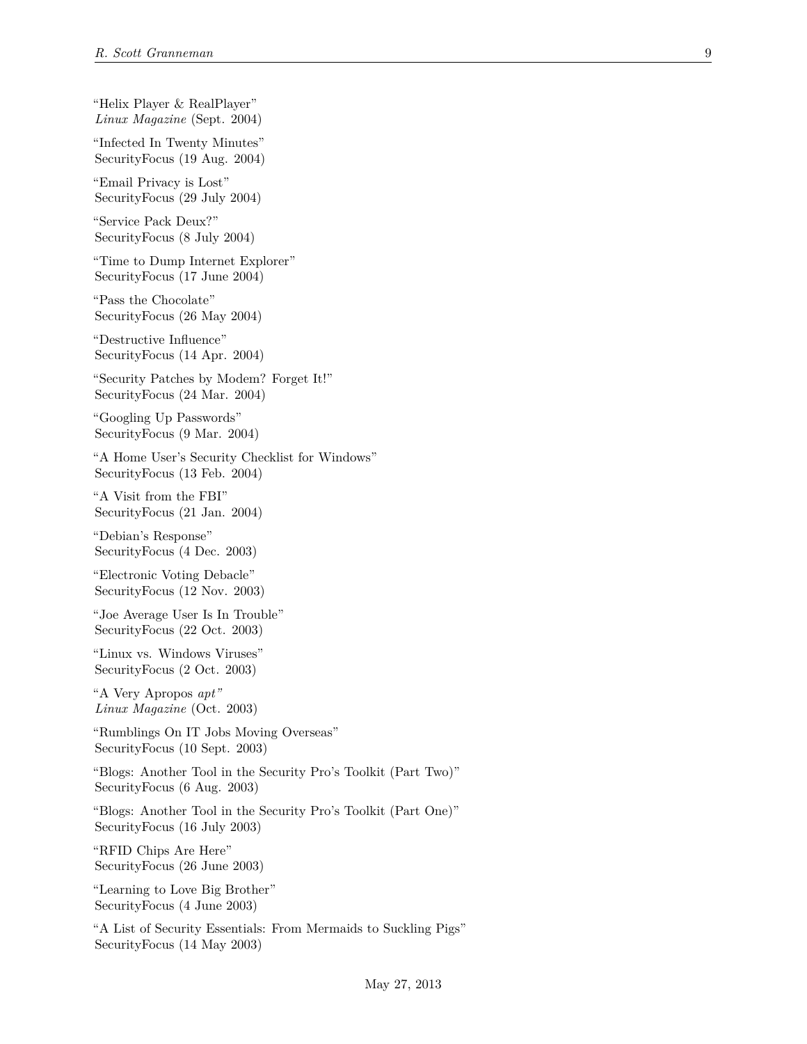"Helix Player & RealPlayer"
*Linux Magazine* (Sept. 2004)

"Infected In Twenty Minutes"
SecurityFocus (19 Aug. 2004)

"Email Privacy is Lost"
SecurityFocus (29 July 2004)

"Service Pack Deux?"
SecurityFocus (8 July 2004)

"Time to Dump Internet Explorer"
SecurityFocus (17 June 2004)

"Pass the Chocolate"
SecurityFocus (26 May 2004)

"Destructive Influence"
SecurityFocus (14 Apr. 2004)

"Security Patches by Modem? Forget It!"
SecurityFocus (24 Mar. 2004)

"Googling Up Passwords"
SecurityFocus (9 Mar. 2004)

"A Home User's Security Checklist for Windows"
SecurityFocus (13 Feb. 2004)

"A Visit from the FBI"
SecurityFocus (21 Jan. 2004)

"Debian's Response"
SecurityFocus (4 Dec. 2003)

"Electronic Voting Debacle"
SecurityFocus (12 Nov. 2003)

"Joe Average User Is In Trouble"
SecurityFocus (22 Oct. 2003)

"Linux vs. Windows Viruses"
SecurityFocus (2 Oct. 2003)

"A Very Apropos *apt"*
*Linux Magazine* (Oct. 2003)

"Rumblings On IT Jobs Moving Overseas"
SecurityFocus (10 Sept. 2003)

"Blogs: Another Tool in the Security Pro's Toolkit (Part Two)"
SecurityFocus (6 Aug. 2003)

"Blogs: Another Tool in the Security Pro's Toolkit (Part One)"
SecurityFocus (16 July 2003)

"RFID Chips Are Here"
SecurityFocus (26 June 2003)

"Learning to Love Big Brother"
SecurityFocus (4 June 2003)

"A List of Security Essentials: From Mermaids to Suckling Pigs"
SecurityFocus (14 May 2003)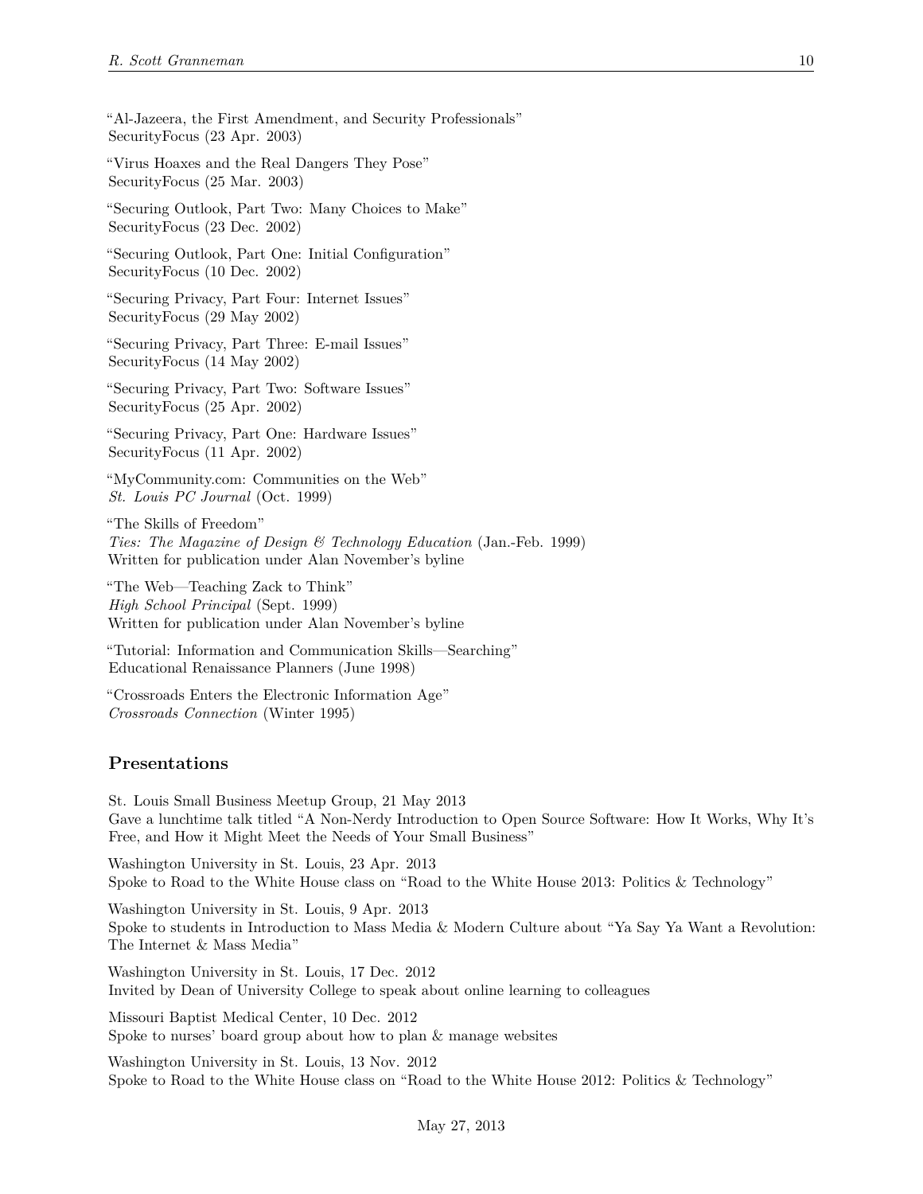"Al-Jazeera, the First Amendment, and Security Professionals"
SecurityFocus (23 Apr. 2003)

"Virus Hoaxes and the Real Dangers They Pose"
SecurityFocus (25 Mar. 2003)

"Securing Outlook, Part Two: Many Choices to Make"
SecurityFocus (23 Dec. 2002)

"Securing Outlook, Part One: Initial Configuration"
SecurityFocus (10 Dec. 2002)

"Securing Privacy, Part Four: Internet Issues"
SecurityFocus (29 May 2002)

"Securing Privacy, Part Three: E-mail Issues"
SecurityFocus (14 May 2002)

"Securing Privacy, Part Two: Software Issues"
SecurityFocus (25 Apr. 2002)

"Securing Privacy, Part One: Hardware Issues"
SecurityFocus (11 Apr. 2002)

"MyCommunity.com: Communities on the Web"
*St. Louis PC Journal* (Oct. 1999)

"The Skills of Freedom"
*Ties: The Magazine of Design & Technology Education* (Jan.-Feb. 1999)
Written for publication under Alan November's byline

"The Web—Teaching Zack to Think"
*High School Principal* (Sept. 1999)
Written for publication under Alan November's byline

"Tutorial: Information and Communication Skills—Searching"
Educational Renaissance Planners (June 1998)

"Crossroads Enters the Electronic Information Age"
*Crossroads Connection* (Winter 1995)

## Presentations

St. Louis Small Business Meetup Group, 21 May 2013
Gave a lunchtime talk titled "A Non-Nerdy Introduction to Open Source Software: How It Works, Why It's Free, and How it Might Meet the Needs of Your Small Business"

Washington University in St. Louis, 23 Apr. 2013
Spoke to Road to the White House class on "Road to the White House 2013: Politics & Technology"

Washington University in St. Louis, 9 Apr. 2013
Spoke to students in Introduction to Mass Media & Modern Culture about "Ya Say Ya Want a Revolution: The Internet & Mass Media"

Washington University in St. Louis, 17 Dec. 2012
Invited by Dean of University College to speak about online learning to colleagues

Missouri Baptist Medical Center, 10 Dec. 2012
Spoke to nurses' board group about how to plan & manage websites

Washington University in St. Louis, 13 Nov. 2012
Spoke to Road to the White House class on "Road to the White House 2012: Politics & Technology"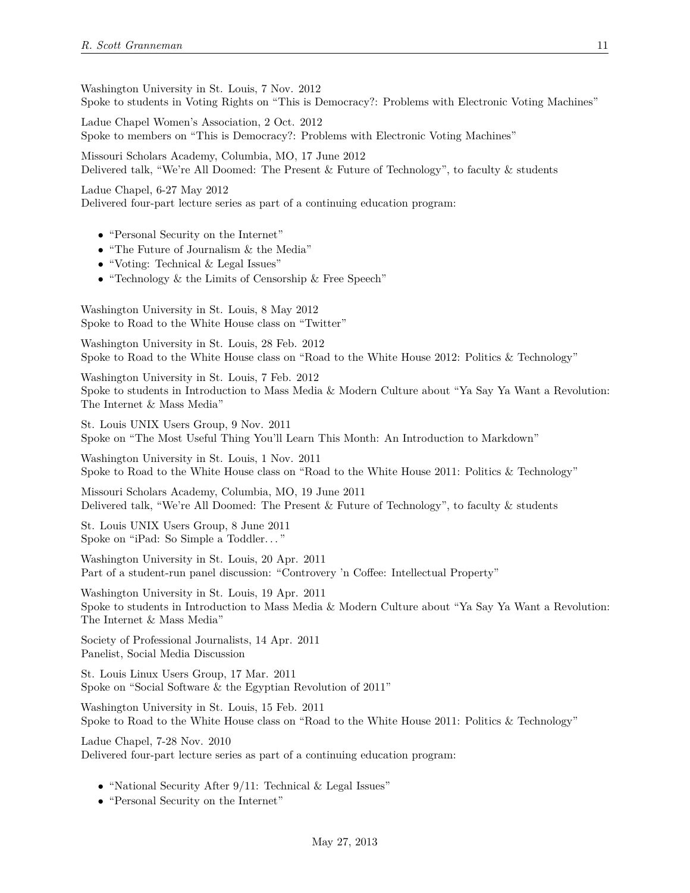Washington University in St. Louis, 7 Nov. 2012
Spoke to students in Voting Rights on "This is Democracy?: Problems with Electronic Voting Machines"

Ladue Chapel Women's Association, 2 Oct. 2012
Spoke to members on "This is Democracy?: Problems with Electronic Voting Machines"

Missouri Scholars Academy, Columbia, MO, 17 June 2012
Delivered talk, "We're All Doomed: The Present & Future of Technology", to faculty & students

Ladue Chapel, 6-27 May 2012
Delivered four-part lecture series as part of a continuing education program:

- "Personal Security on the Internet"
- "The Future of Journalism & the Media"
- "Voting: Technical & Legal Issues"
- "Technology & the Limits of Censorship & Free Speech"

Washington University in St. Louis, 8 May 2012
Spoke to Road to the White House class on "Twitter"

Washington University in St. Louis, 28 Feb. 2012
Spoke to Road to the White House class on "Road to the White House 2012: Politics & Technology"

Washington University in St. Louis, 7 Feb. 2012
Spoke to students in Introduction to Mass Media & Modern Culture about "Ya Say Ya Want a Revolution: The Internet & Mass Media"

St. Louis UNIX Users Group, 9 Nov. 2011
Spoke on "The Most Useful Thing You'll Learn This Month: An Introduction to Markdown"

Washington University in St. Louis, 1 Nov. 2011
Spoke to Road to the White House class on "Road to the White House 2011: Politics & Technology"

Missouri Scholars Academy, Columbia, MO, 19 June 2011
Delivered talk, "We're All Doomed: The Present & Future of Technology", to faculty & students

St. Louis UNIX Users Group, 8 June 2011
Spoke on "iPad: So Simple a Toddler. . . "

Washington University in St. Louis, 20 Apr. 2011
Part of a student-run panel discussion: "Controvery 'n Coffee: Intellectual Property"

Washington University in St. Louis, 19 Apr. 2011
Spoke to students in Introduction to Mass Media & Modern Culture about "Ya Say Ya Want a Revolution: The Internet & Mass Media"

Society of Professional Journalists, 14 Apr. 2011
Panelist, Social Media Discussion

St. Louis Linux Users Group, 17 Mar. 2011
Spoke on "Social Software & the Egyptian Revolution of 2011"

Washington University in St. Louis, 15 Feb. 2011
Spoke to Road to the White House class on "Road to the White House 2011: Politics & Technology"

Ladue Chapel, 7-28 Nov. 2010
Delivered four-part lecture series as part of a continuing education program:

- "National Security After 9/11: Technical & Legal Issues"
- "Personal Security on the Internet"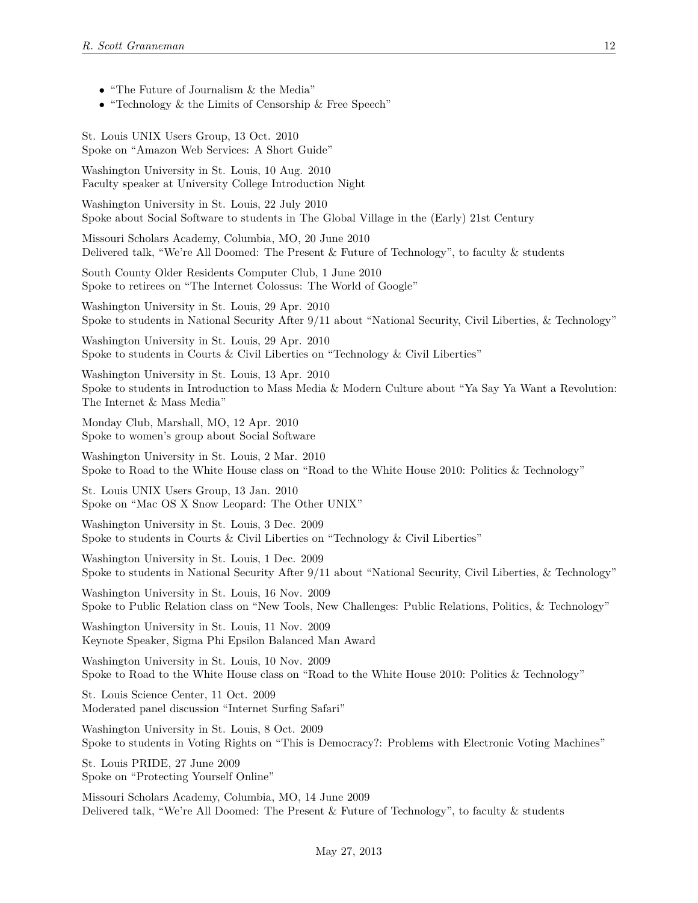- “The Future of Journalism & the Media”
- “Technology & the Limits of Censorship & Free Speech”

St. Louis UNIX Users Group, 13 Oct. 2010
Spoke on “Amazon Web Services: A Short Guide”

Washington University in St. Louis, 10 Aug. 2010
Faculty speaker at University College Introduction Night

Washington University in St. Louis, 22 July 2010
Spoke about Social Software to students in The Global Village in the (Early) 21st Century

Missouri Scholars Academy, Columbia, MO, 20 June 2010
Delivered talk, “We’re All Doomed: The Present & Future of Technology”, to faculty & students

South County Older Residents Computer Club, 1 June 2010
Spoke to retirees on “The Internet Colossus: The World of Google”

Washington University in St. Louis, 29 Apr. 2010
Spoke to students in National Security After 9/11 about “National Security, Civil Liberties, & Technology”

Washington University in St. Louis, 29 Apr. 2010
Spoke to students in Courts & Civil Liberties on “Technology & Civil Liberties”

Washington University in St. Louis, 13 Apr. 2010
Spoke to students in Introduction to Mass Media & Modern Culture about “Ya Say Ya Want a Revolution: The Internet & Mass Media”

Monday Club, Marshall, MO, 12 Apr. 2010
Spoke to women’s group about Social Software

Washington University in St. Louis, 2 Mar. 2010
Spoke to Road to the White House class on “Road to the White House 2010: Politics & Technology”

St. Louis UNIX Users Group, 13 Jan. 2010
Spoke on “Mac OS X Snow Leopard: The Other UNIX”

Washington University in St. Louis, 3 Dec. 2009
Spoke to students in Courts & Civil Liberties on “Technology & Civil Liberties”

Washington University in St. Louis, 1 Dec. 2009
Spoke to students in National Security After 9/11 about “National Security, Civil Liberties, & Technology”

Washington University in St. Louis, 16 Nov. 2009
Spoke to Public Relation class on “New Tools, New Challenges: Public Relations, Politics, & Technology”

Washington University in St. Louis, 11 Nov. 2009
Keynote Speaker, Sigma Phi Epsilon Balanced Man Award

Washington University in St. Louis, 10 Nov. 2009
Spoke to Road to the White House class on “Road to the White House 2010: Politics & Technology”

St. Louis Science Center, 11 Oct. 2009
Moderated panel discussion “Internet Surfing Safari”

Washington University in St. Louis, 8 Oct. 2009
Spoke to students in Voting Rights on “This is Democracy?: Problems with Electronic Voting Machines”

St. Louis PRIDE, 27 June 2009
Spoke on “Protecting Yourself Online”

Missouri Scholars Academy, Columbia, MO, 14 June 2009
Delivered talk, “We’re All Doomed: The Present & Future of Technology”, to faculty & students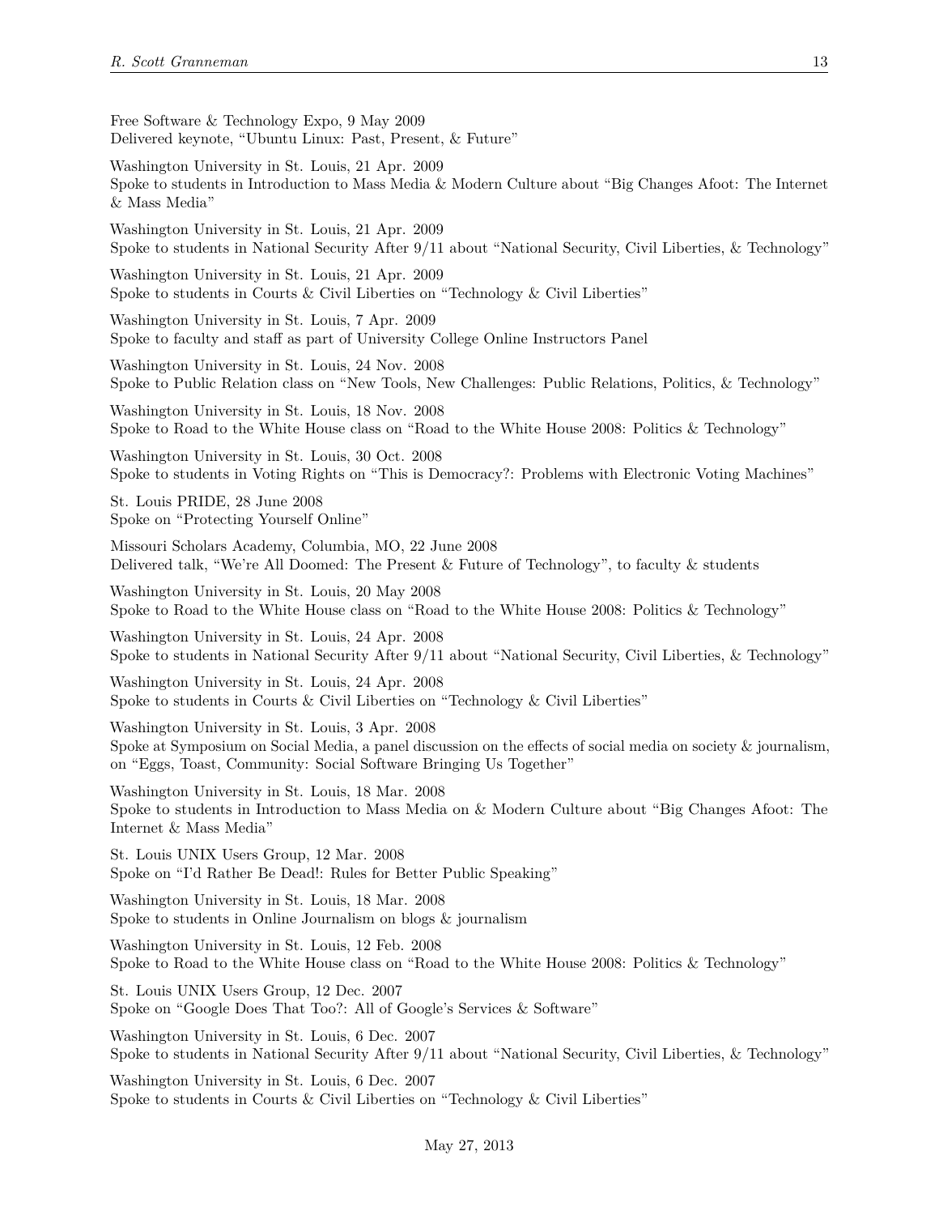Free Software & Technology Expo, 9 May 2009
Delivered keynote, "Ubuntu Linux: Past, Present, & Future"

Washington University in St. Louis, 21 Apr. 2009
Spoke to students in Introduction to Mass Media & Modern Culture about "Big Changes Afoot: The Internet & Mass Media"

Washington University in St. Louis, 21 Apr. 2009
Spoke to students in National Security After 9/11 about "National Security, Civil Liberties, & Technology"

Washington University in St. Louis, 21 Apr. 2009
Spoke to students in Courts & Civil Liberties on "Technology & Civil Liberties"

Washington University in St. Louis, 7 Apr. 2009
Spoke to faculty and staff as part of University College Online Instructors Panel

Washington University in St. Louis, 24 Nov. 2008
Spoke to Public Relation class on "New Tools, New Challenges: Public Relations, Politics, & Technology"

Washington University in St. Louis, 18 Nov. 2008
Spoke to Road to the White House class on "Road to the White House 2008: Politics & Technology"

Washington University in St. Louis, 30 Oct. 2008
Spoke to students in Voting Rights on "This is Democracy?: Problems with Electronic Voting Machines"

St. Louis PRIDE, 28 June 2008
Spoke on "Protecting Yourself Online"

Missouri Scholars Academy, Columbia, MO, 22 June 2008
Delivered talk, "We're All Doomed: The Present & Future of Technology", to faculty & students

Washington University in St. Louis, 20 May 2008
Spoke to Road to the White House class on "Road to the White House 2008: Politics & Technology"

Washington University in St. Louis, 24 Apr. 2008
Spoke to students in National Security After 9/11 about "National Security, Civil Liberties, & Technology"

Washington University in St. Louis, 24 Apr. 2008
Spoke to students in Courts & Civil Liberties on "Technology & Civil Liberties"

Washington University in St. Louis, 3 Apr. 2008
Spoke at Symposium on Social Media, a panel discussion on the effects of social media on society & journalism, on "Eggs, Toast, Community: Social Software Bringing Us Together"

Washington University in St. Louis, 18 Mar. 2008
Spoke to students in Introduction to Mass Media on & Modern Culture about "Big Changes Afoot: The Internet & Mass Media"

St. Louis UNIX Users Group, 12 Mar. 2008
Spoke on "I'd Rather Be Dead!: Rules for Better Public Speaking"

Washington University in St. Louis, 18 Mar. 2008
Spoke to students in Online Journalism on blogs & journalism

Washington University in St. Louis, 12 Feb. 2008
Spoke to Road to the White House class on "Road to the White House 2008: Politics & Technology"

St. Louis UNIX Users Group, 12 Dec. 2007
Spoke on "Google Does That Too?: All of Google's Services & Software"

Washington University in St. Louis, 6 Dec. 2007
Spoke to students in National Security After 9/11 about "National Security, Civil Liberties, & Technology"

Washington University in St. Louis, 6 Dec. 2007
Spoke to students in Courts & Civil Liberties on "Technology & Civil Liberties"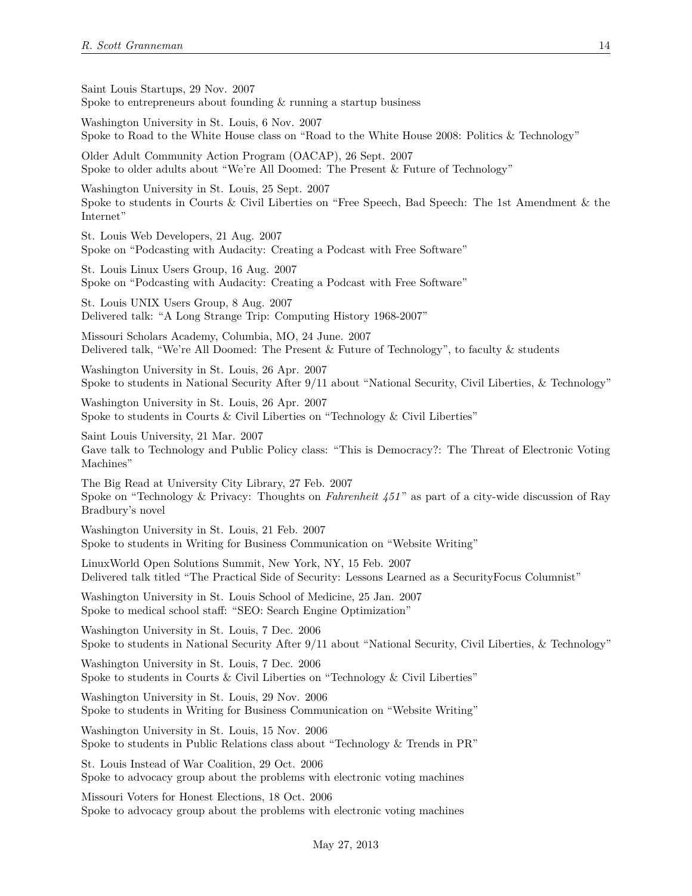Saint Louis Startups, 29 Nov. 2007
Spoke to entrepreneurs about founding & running a startup business

Washington University in St. Louis, 6 Nov. 2007
Spoke to Road to the White House class on "Road to the White House 2008: Politics & Technology"

Older Adult Community Action Program (OACAP), 26 Sept. 2007
Spoke to older adults about "We're All Doomed: The Present & Future of Technology"

Washington University in St. Louis, 25 Sept. 2007
Spoke to students in Courts & Civil Liberties on "Free Speech, Bad Speech: The 1st Amendment & the Internet"

St. Louis Web Developers, 21 Aug. 2007
Spoke on "Podcasting with Audacity: Creating a Podcast with Free Software"

St. Louis Linux Users Group, 16 Aug. 2007
Spoke on "Podcasting with Audacity: Creating a Podcast with Free Software"

St. Louis UNIX Users Group, 8 Aug. 2007
Delivered talk: "A Long Strange Trip: Computing History 1968-2007"

Missouri Scholars Academy, Columbia, MO, 24 June. 2007
Delivered talk, "We're All Doomed: The Present & Future of Technology", to faculty & students

Washington University in St. Louis, 26 Apr. 2007
Spoke to students in National Security After 9/11 about "National Security, Civil Liberties, & Technology"

Washington University in St. Louis, 26 Apr. 2007
Spoke to students in Courts & Civil Liberties on "Technology & Civil Liberties"

Saint Louis University, 21 Mar. 2007
Gave talk to Technology and Public Policy class: "This is Democracy?: The Threat of Electronic Voting Machines"

The Big Read at University City Library, 27 Feb. 2007
Spoke on "Technology & Privacy: Thoughts on *Fahrenheit 451*" as part of a city-wide discussion of Ray Bradbury's novel

Washington University in St. Louis, 21 Feb. 2007
Spoke to students in Writing for Business Communication on "Website Writing"

LinuxWorld Open Solutions Summit, New York, NY, 15 Feb. 2007
Delivered talk titled "The Practical Side of Security: Lessons Learned as a SecurityFocus Columnist"

Washington University in St. Louis School of Medicine, 25 Jan. 2007
Spoke to medical school staff: "SEO: Search Engine Optimization"

Washington University in St. Louis, 7 Dec. 2006
Spoke to students in National Security After 9/11 about "National Security, Civil Liberties, & Technology"

Washington University in St. Louis, 7 Dec. 2006
Spoke to students in Courts & Civil Liberties on "Technology & Civil Liberties"

Washington University in St. Louis, 29 Nov. 2006
Spoke to students in Writing for Business Communication on "Website Writing"

Washington University in St. Louis, 15 Nov. 2006
Spoke to students in Public Relations class about "Technology & Trends in PR"

St. Louis Instead of War Coalition, 29 Oct. 2006
Spoke to advocacy group about the problems with electronic voting machines

Missouri Voters for Honest Elections, 18 Oct. 2006
Spoke to advocacy group about the problems with electronic voting machines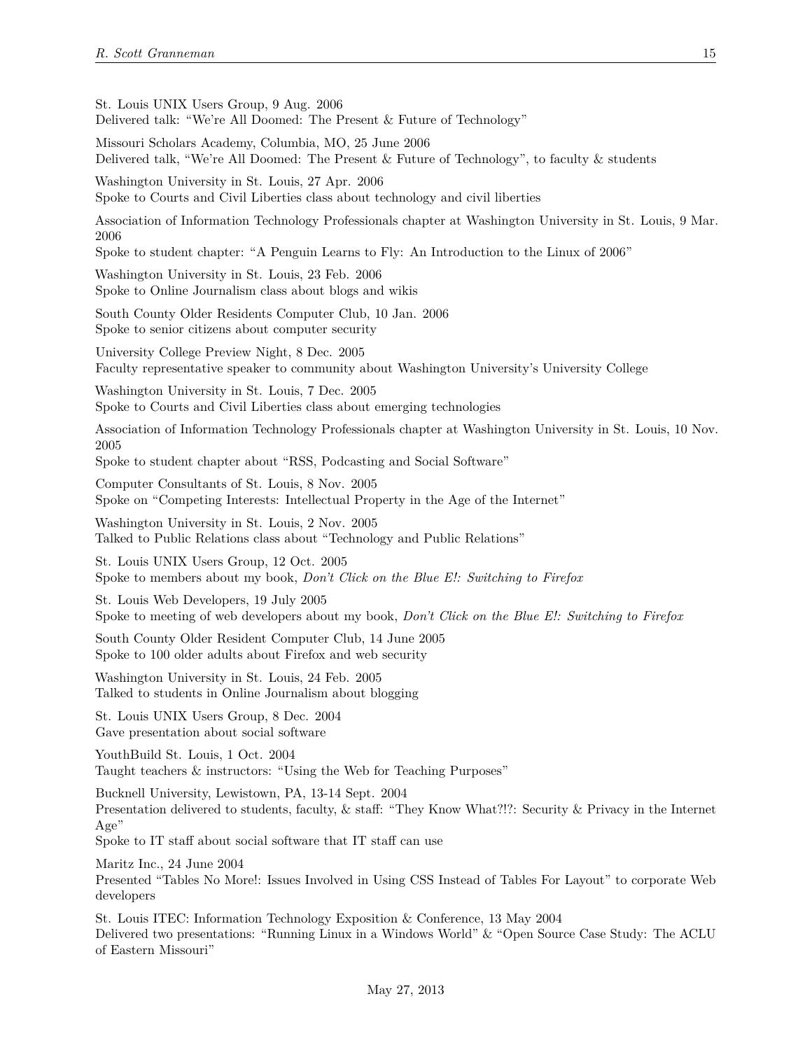St. Louis UNIX Users Group, 9 Aug. 2006
Delivered talk: "We're All Doomed: The Present & Future of Technology"

Missouri Scholars Academy, Columbia, MO, 25 June 2006
Delivered talk, "We're All Doomed: The Present & Future of Technology", to faculty & students

Washington University in St. Louis, 27 Apr. 2006
Spoke to Courts and Civil Liberties class about technology and civil liberties

Association of Information Technology Professionals chapter at Washington University in St. Louis, 9 Mar. 2006
Spoke to student chapter: "A Penguin Learns to Fly: An Introduction to the Linux of 2006"

Washington University in St. Louis, 23 Feb. 2006
Spoke to Online Journalism class about blogs and wikis

South County Older Residents Computer Club, 10 Jan. 2006
Spoke to senior citizens about computer security

University College Preview Night, 8 Dec. 2005
Faculty representative speaker to community about Washington University's University College

Washington University in St. Louis, 7 Dec. 2005
Spoke to Courts and Civil Liberties class about emerging technologies

Association of Information Technology Professionals chapter at Washington University in St. Louis, 10 Nov. 2005
Spoke to student chapter about "RSS, Podcasting and Social Software"

Computer Consultants of St. Louis, 8 Nov. 2005
Spoke on "Competing Interests: Intellectual Property in the Age of the Internet"

Washington University in St. Louis, 2 Nov. 2005
Talked to Public Relations class about "Technology and Public Relations"

St. Louis UNIX Users Group, 12 Oct. 2005
Spoke to members about my book, *Don't Click on the Blue E!: Switching to Firefox*

St. Louis Web Developers, 19 July 2005
Spoke to meeting of web developers about my book, *Don't Click on the Blue E!: Switching to Firefox*

South County Older Resident Computer Club, 14 June 2005
Spoke to 100 older adults about Firefox and web security

Washington University in St. Louis, 24 Feb. 2005
Talked to students in Online Journalism about blogging

St. Louis UNIX Users Group, 8 Dec. 2004
Gave presentation about social software

YouthBuild St. Louis, 1 Oct. 2004
Taught teachers & instructors: "Using the Web for Teaching Purposes"

Bucknell University, Lewistown, PA, 13-14 Sept. 2004
Presentation delivered to students, faculty, & staff: "They Know What?!?: Security & Privacy in the Internet Age"
Spoke to IT staff about social software that IT staff can use

Maritz Inc., 24 June 2004
Presented "Tables No More!: Issues Involved in Using CSS Instead of Tables For Layout" to corporate Web developers

St. Louis ITEC: Information Technology Exposition & Conference, 13 May 2004
Delivered two presentations: "Running Linux in a Windows World" & "Open Source Case Study: The ACLU of Eastern Missouri"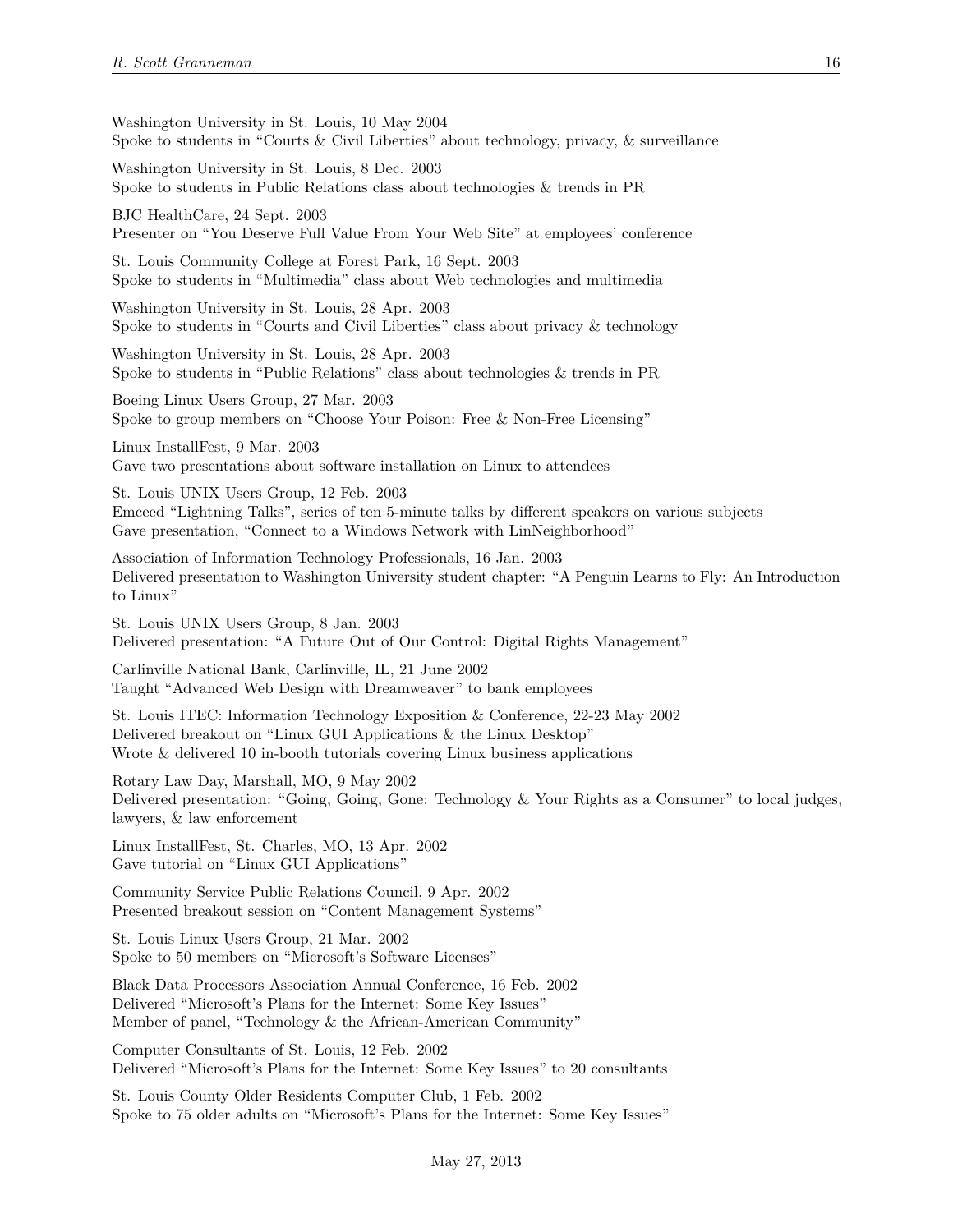Washington University in St. Louis, 10 May 2004
Spoke to students in "Courts & Civil Liberties" about technology, privacy, & surveillance

Washington University in St. Louis, 8 Dec. 2003
Spoke to students in Public Relations class about technologies & trends in PR

BJC HealthCare, 24 Sept. 2003
Presenter on "You Deserve Full Value From Your Web Site" at employees' conference

St. Louis Community College at Forest Park, 16 Sept. 2003
Spoke to students in "Multimedia" class about Web technologies and multimedia

Washington University in St. Louis, 28 Apr. 2003
Spoke to students in "Courts and Civil Liberties" class about privacy & technology

Washington University in St. Louis, 28 Apr. 2003
Spoke to students in "Public Relations" class about technologies & trends in PR

Boeing Linux Users Group, 27 Mar. 2003
Spoke to group members on "Choose Your Poison: Free & Non-Free Licensing"

Linux InstallFest, 9 Mar. 2003
Gave two presentations about software installation on Linux to attendees

St. Louis UNIX Users Group, 12 Feb. 2003
Emceed "Lightning Talks", series of ten 5-minute talks by different speakers on various subjects
Gave presentation, "Connect to a Windows Network with LinNeighborhood"

Association of Information Technology Professionals, 16 Jan. 2003
Delivered presentation to Washington University student chapter: "A Penguin Learns to Fly: An Introduction to Linux"

St. Louis UNIX Users Group, 8 Jan. 2003
Delivered presentation: "A Future Out of Our Control: Digital Rights Management"

Carlinville National Bank, Carlinville, IL, 21 June 2002
Taught "Advanced Web Design with Dreamweaver" to bank employees

St. Louis ITEC: Information Technology Exposition & Conference, 22-23 May 2002
Delivered breakout on "Linux GUI Applications & the Linux Desktop"
Wrote & delivered 10 in-booth tutorials covering Linux business applications

Rotary Law Day, Marshall, MO, 9 May 2002
Delivered presentation: "Going, Going, Gone: Technology & Your Rights as a Consumer" to local judges, lawyers, & law enforcement

Linux InstallFest, St. Charles, MO, 13 Apr. 2002
Gave tutorial on "Linux GUI Applications"

Community Service Public Relations Council, 9 Apr. 2002
Presented breakout session on "Content Management Systems"

St. Louis Linux Users Group, 21 Mar. 2002
Spoke to 50 members on "Microsoft's Software Licenses"

Black Data Processors Association Annual Conference, 16 Feb. 2002
Delivered "Microsoft's Plans for the Internet: Some Key Issues"
Member of panel, "Technology & the African-American Community"

Computer Consultants of St. Louis, 12 Feb. 2002
Delivered "Microsoft's Plans for the Internet: Some Key Issues" to 20 consultants

St. Louis County Older Residents Computer Club, 1 Feb. 2002
Spoke to 75 older adults on "Microsoft's Plans for the Internet: Some Key Issues"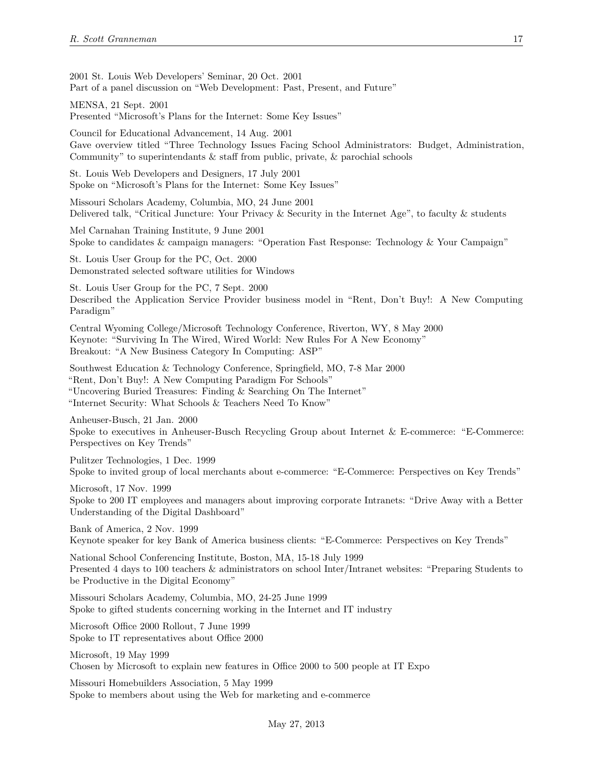2001 St. Louis Web Developers' Seminar, 20 Oct. 2001
Part of a panel discussion on "Web Development: Past, Present, and Future"

MENSA, 21 Sept. 2001
Presented "Microsoft's Plans for the Internet: Some Key Issues"

Council for Educational Advancement, 14 Aug. 2001
Gave overview titled "Three Technology Issues Facing School Administrators: Budget, Administration, Community" to superintendants & staff from public, private, & parochial schools

St. Louis Web Developers and Designers, 17 July 2001
Spoke on "Microsoft's Plans for the Internet: Some Key Issues"

Missouri Scholars Academy, Columbia, MO, 24 June 2001
Delivered talk, "Critical Juncture: Your Privacy & Security in the Internet Age", to faculty & students

Mel Carnahan Training Institute, 9 June 2001
Spoke to candidates & campaign managers: "Operation Fast Response: Technology & Your Campaign"

St. Louis User Group for the PC, Oct. 2000
Demonstrated selected software utilities for Windows

St. Louis User Group for the PC, 7 Sept. 2000
Described the Application Service Provider business model in "Rent, Don't Buy!: A New Computing Paradigm"

Central Wyoming College/Microsoft Technology Conference, Riverton, WY, 8 May 2000
Keynote: "Surviving In The Wired, Wired World: New Rules For A New Economy"
Breakout: "A New Business Category In Computing: ASP"

Southwest Education & Technology Conference, Springfield, MO, 7-8 Mar 2000
"Rent, Don't Buy!: A New Computing Paradigm For Schools"
"Uncovering Buried Treasures: Finding & Searching On The Internet"
"Internet Security: What Schools & Teachers Need To Know"

Anheuser-Busch, 21 Jan. 2000
Spoke to executives in Anheuser-Busch Recycling Group about Internet & E-commerce: "E-Commerce: Perspectives on Key Trends"

Pulitzer Technologies, 1 Dec. 1999
Spoke to invited group of local merchants about e-commerce: "E-Commerce: Perspectives on Key Trends"

Microsoft, 17 Nov. 1999
Spoke to 200 IT employees and managers about improving corporate Intranets: "Drive Away with a Better Understanding of the Digital Dashboard"

Bank of America, 2 Nov. 1999
Keynote speaker for key Bank of America business clients: "E-Commerce: Perspectives on Key Trends"

National School Conferencing Institute, Boston, MA, 15-18 July 1999
Presented 4 days to 100 teachers & administrators on school Inter/Intranet websites: "Preparing Students to be Productive in the Digital Economy"

Missouri Scholars Academy, Columbia, MO, 24-25 June 1999
Spoke to gifted students concerning working in the Internet and IT industry

Microsoft Office 2000 Rollout, 7 June 1999
Spoke to IT representatives about Office 2000

Microsoft, 19 May 1999
Chosen by Microsoft to explain new features in Office 2000 to 500 people at IT Expo

Missouri Homebuilders Association, 5 May 1999
Spoke to members about using the Web for marketing and e-commerce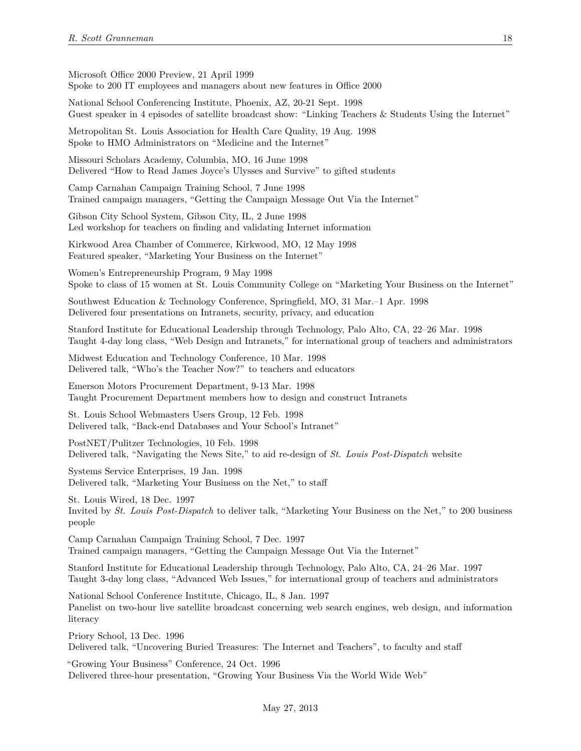Microsoft Office 2000 Preview, 21 April 1999
Spoke to 200 IT employees and managers about new features in Office 2000

National School Conferencing Institute, Phoenix, AZ, 20-21 Sept. 1998
Guest speaker in 4 episodes of satellite broadcast show: "Linking Teachers & Students Using the Internet"

Metropolitan St. Louis Association for Health Care Quality, 19 Aug. 1998
Spoke to HMO Administrators on "Medicine and the Internet"

Missouri Scholars Academy, Columbia, MO, 16 June 1998
Delivered "How to Read James Joyce's Ulysses and Survive" to gifted students

Camp Carnahan Campaign Training School, 7 June 1998
Trained campaign managers, "Getting the Campaign Message Out Via the Internet"

Gibson City School System, Gibson City, IL, 2 June 1998
Led workshop for teachers on finding and validating Internet information

Kirkwood Area Chamber of Commerce, Kirkwood, MO, 12 May 1998
Featured speaker, "Marketing Your Business on the Internet"

Women's Entrepreneurship Program, 9 May 1998
Spoke to class of 15 women at St. Louis Community College on "Marketing Your Business on the Internet"

Southwest Education & Technology Conference, Springfield, MO, 31 Mar.–1 Apr. 1998
Delivered four presentations on Intranets, security, privacy, and education

Stanford Institute for Educational Leadership through Technology, Palo Alto, CA, 22–26 Mar. 1998
Taught 4-day long class, "Web Design and Intranets," for international group of teachers and administrators

Midwest Education and Technology Conference, 10 Mar. 1998
Delivered talk, "Who's the Teacher Now?" to teachers and educators

Emerson Motors Procurement Department, 9-13 Mar. 1998
Taught Procurement Department members how to design and construct Intranets

St. Louis School Webmasters Users Group, 12 Feb. 1998
Delivered talk, "Back-end Databases and Your School's Intranet"

PostNET/Pulitzer Technologies, 10 Feb. 1998
Delivered talk, "Navigating the News Site," to aid re-design of *St. Louis Post-Dispatch* website

Systems Service Enterprises, 19 Jan. 1998
Delivered talk, "Marketing Your Business on the Net," to staff

St. Louis Wired, 18 Dec. 1997
Invited by *St. Louis Post-Dispatch* to deliver talk, "Marketing Your Business on the Net," to 200 business people

Camp Carnahan Campaign Training School, 7 Dec. 1997
Trained campaign managers, "Getting the Campaign Message Out Via the Internet"

Stanford Institute for Educational Leadership through Technology, Palo Alto, CA, 24–26 Mar. 1997
Taught 3-day long class, "Advanced Web Issues," for international group of teachers and administrators

National School Conference Institute, Chicago, IL, 8 Jan. 1997
Panelist on two-hour live satellite broadcast concerning web search engines, web design, and information literacy

Priory School, 13 Dec. 1996
Delivered talk, "Uncovering Buried Treasures: The Internet and Teachers", to faculty and staff

"Growing Your Business" Conference, 24 Oct. 1996
Delivered three-hour presentation, "Growing Your Business Via the World Wide Web"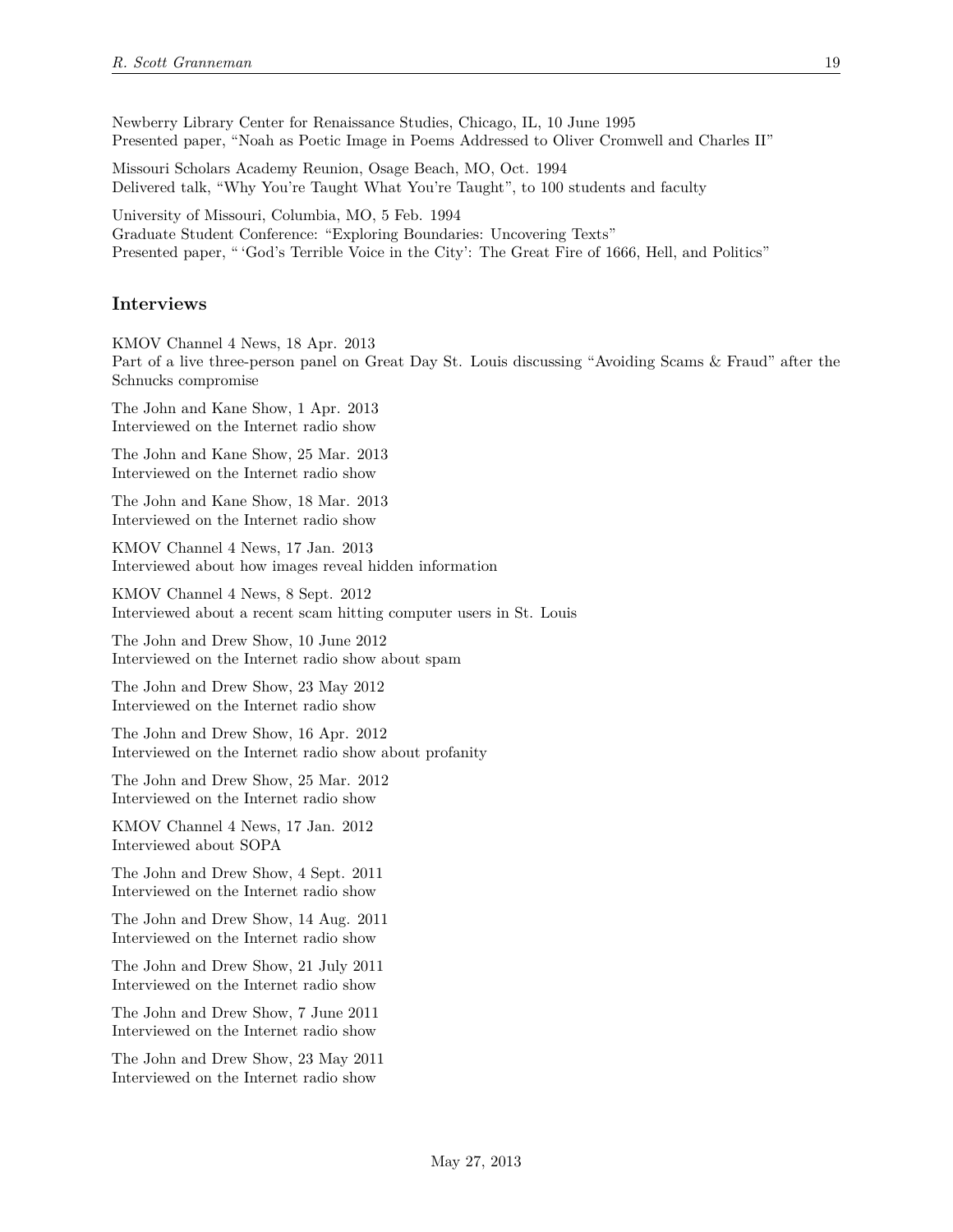Newberry Library Center for Renaissance Studies, Chicago, IL, 10 June 1995
Presented paper, "Noah as Poetic Image in Poems Addressed to Oliver Cromwell and Charles II"

Missouri Scholars Academy Reunion, Osage Beach, MO, Oct. 1994
Delivered talk, "Why You're Taught What You're Taught", to 100 students and faculty

University of Missouri, Columbia, MO, 5 Feb. 1994
Graduate Student Conference: "Exploring Boundaries: Uncovering Texts"
Presented paper, " 'God's Terrible Voice in the City': The Great Fire of 1666, Hell, and Politics"

## Interviews

KMOV Channel 4 News, 18 Apr. 2013
Part of a live three-person panel on Great Day St. Louis discussing "Avoiding Scams & Fraud" after the Schnucks compromise

The John and Kane Show, 1 Apr. 2013
Interviewed on the Internet radio show

The John and Kane Show, 25 Mar. 2013
Interviewed on the Internet radio show

The John and Kane Show, 18 Mar. 2013
Interviewed on the Internet radio show

KMOV Channel 4 News, 17 Jan. 2013
Interviewed about how images reveal hidden information

KMOV Channel 4 News, 8 Sept. 2012
Interviewed about a recent scam hitting computer users in St. Louis

The John and Drew Show, 10 June 2012
Interviewed on the Internet radio show about spam

The John and Drew Show, 23 May 2012
Interviewed on the Internet radio show

The John and Drew Show, 16 Apr. 2012
Interviewed on the Internet radio show about profanity

The John and Drew Show, 25 Mar. 2012
Interviewed on the Internet radio show

KMOV Channel 4 News, 17 Jan. 2012
Interviewed about SOPA

The John and Drew Show, 4 Sept. 2011
Interviewed on the Internet radio show

The John and Drew Show, 14 Aug. 2011
Interviewed on the Internet radio show

The John and Drew Show, 21 July 2011
Interviewed on the Internet radio show

The John and Drew Show, 7 June 2011
Interviewed on the Internet radio show

The John and Drew Show, 23 May 2011
Interviewed on the Internet radio show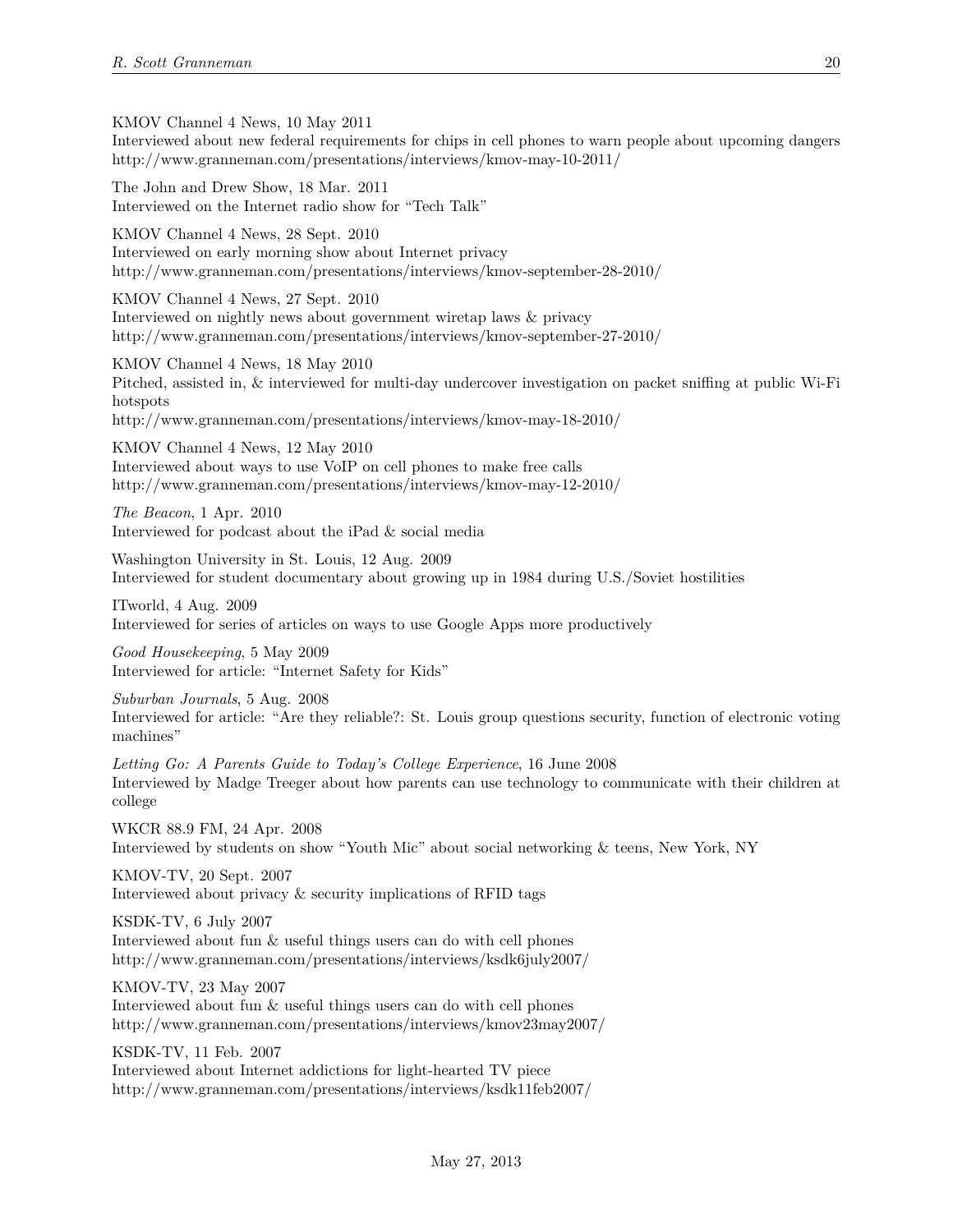KMOV Channel 4 News, 10 May 2011
Interviewed about new federal requirements for chips in cell phones to warn people about upcoming dangers
http://www.granneman.com/presentations/interviews/kmov-may-10-2011/

The John and Drew Show, 18 Mar. 2011
Interviewed on the Internet radio show for "Tech Talk"

KMOV Channel 4 News, 28 Sept. 2010
Interviewed on early morning show about Internet privacy
http://www.granneman.com/presentations/interviews/kmov-september-28-2010/

KMOV Channel 4 News, 27 Sept. 2010
Interviewed on nightly news about government wiretap laws & privacy
http://www.granneman.com/presentations/interviews/kmov-september-27-2010/

KMOV Channel 4 News, 18 May 2010
Pitched, assisted in, & interviewed for multi-day undercover investigation on packet sniffing at public Wi-Fi hotspots
http://www.granneman.com/presentations/interviews/kmov-may-18-2010/

KMOV Channel 4 News, 12 May 2010
Interviewed about ways to use VoIP on cell phones to make free calls
http://www.granneman.com/presentations/interviews/kmov-may-12-2010/

*The Beacon*, 1 Apr. 2010
Interviewed for podcast about the iPad & social media

Washington University in St. Louis, 12 Aug. 2009
Interviewed for student documentary about growing up in 1984 during U.S./Soviet hostilities

ITworld, 4 Aug. 2009
Interviewed for series of articles on ways to use Google Apps more productively

*Good Housekeeping*, 5 May 2009
Interviewed for article: "Internet Safety for Kids"

*Suburban Journals*, 5 Aug. 2008
Interviewed for article: "Are they reliable?: St. Louis group questions security, function of electronic voting machines"

*Letting Go: A Parents Guide to Today's College Experience*, 16 June 2008
Interviewed by Madge Treeger about how parents can use technology to communicate with their children at college

WKCR 88.9 FM, 24 Apr. 2008
Interviewed by students on show "Youth Mic" about social networking & teens, New York, NY

KMOV-TV, 20 Sept. 2007
Interviewed about privacy & security implications of RFID tags

KSDK-TV, 6 July 2007
Interviewed about fun & useful things users can do with cell phones
http://www.granneman.com/presentations/interviews/ksdk6july2007/

KMOV-TV, 23 May 2007
Interviewed about fun & useful things users can do with cell phones
http://www.granneman.com/presentations/interviews/kmov23may2007/

KSDK-TV, 11 Feb. 2007
Interviewed about Internet addictions for light-hearted TV piece
http://www.granneman.com/presentations/interviews/ksdk11feb2007/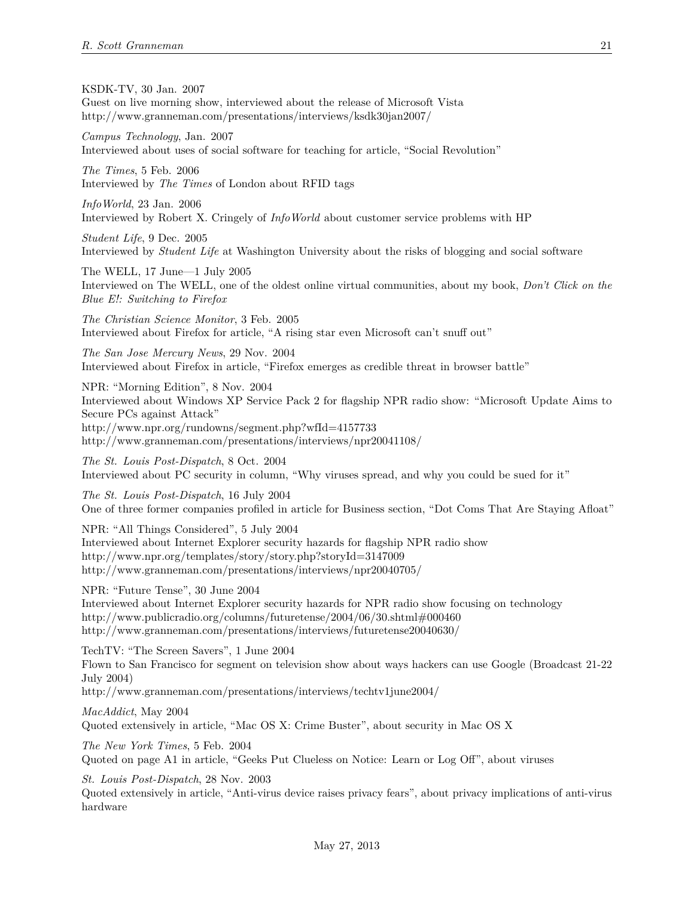KSDK-TV, 30 Jan. 2007
Guest on live morning show, interviewed about the release of Microsoft Vista
http://www.granneman.com/presentations/interviews/ksdk30jan2007/

*Campus Technology*, Jan. 2007
Interviewed about uses of social software for teaching for article, "Social Revolution"

*The Times*, 5 Feb. 2006
Interviewed by *The Times* of London about RFID tags

*InfoWorld*, 23 Jan. 2006
Interviewed by Robert X. Cringely of *InfoWorld* about customer service problems with HP

*Student Life*, 9 Dec. 2005
Interviewed by *Student Life* at Washington University about the risks of blogging and social software

The WELL, 17 June—1 July 2005
Interviewed on The WELL, one of the oldest online virtual communities, about my book, *Don't Click on the Blue E!: Switching to Firefox*

*The Christian Science Monitor*, 3 Feb. 2005
Interviewed about Firefox for article, "A rising star even Microsoft can't snuff out"

*The San Jose Mercury News*, 29 Nov. 2004
Interviewed about Firefox in article, "Firefox emerges as credible threat in browser battle"

NPR: "Morning Edition", 8 Nov. 2004
Interviewed about Windows XP Service Pack 2 for flagship NPR radio show: "Microsoft Update Aims to Secure PCs against Attack"
http://www.npr.org/rundowns/segment.php?wfId=4157733
http://www.granneman.com/presentations/interviews/npr20041108/

*The St. Louis Post-Dispatch*, 8 Oct. 2004
Interviewed about PC security in column, "Why viruses spread, and why you could be sued for it"

*The St. Louis Post-Dispatch*, 16 July 2004
One of three former companies profiled in article for Business section, "Dot Coms That Are Staying Afloat"

NPR: "All Things Considered", 5 July 2004
Interviewed about Internet Explorer security hazards for flagship NPR radio show
http://www.npr.org/templates/story/story.php?storyId=3147009
http://www.granneman.com/presentations/interviews/npr20040705/

NPR: "Future Tense", 30 June 2004
Interviewed about Internet Explorer security hazards for NPR radio show focusing on technology
http://www.publicradio.org/columns/futuretense/2004/06/30.shtml#000460
http://www.granneman.com/presentations/interviews/futuretense20040630/

TechTV: "The Screen Savers", 1 June 2004
Flown to San Francisco for segment on television show about ways hackers can use Google (Broadcast 21-22 July 2004)
http://www.granneman.com/presentations/interviews/techtv1june2004/

*MacAddict*, May 2004
Quoted extensively in article, "Mac OS X: Crime Buster", about security in Mac OS X

*The New York Times*, 5 Feb. 2004
Quoted on page A1 in article, "Geeks Put Clueless on Notice: Learn or Log Off", about viruses

*St. Louis Post-Dispatch*, 28 Nov. 2003
Quoted extensively in article, "Anti-virus device raises privacy fears", about privacy implications of anti-virus hardware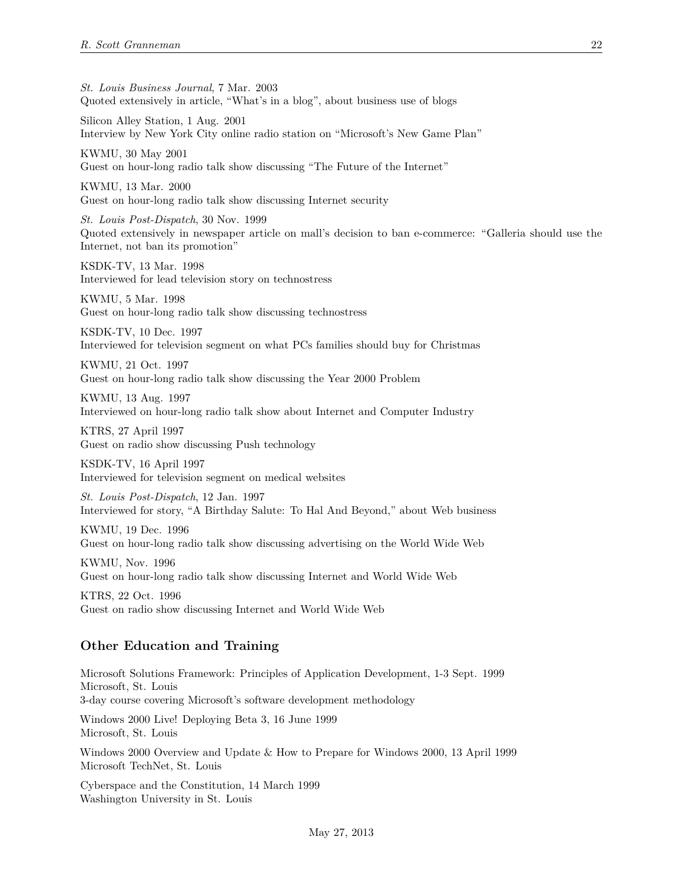*St. Louis Business Journal*, 7 Mar. 2003
Quoted extensively in article, "What's in a blog", about business use of blogs

Silicon Alley Station, 1 Aug. 2001
Interview by New York City online radio station on "Microsoft's New Game Plan"

KWMU, 30 May 2001
Guest on hour-long radio talk show discussing "The Future of the Internet"

KWMU, 13 Mar. 2000
Guest on hour-long radio talk show discussing Internet security

*St. Louis Post-Dispatch*, 30 Nov. 1999
Quoted extensively in newspaper article on mall's decision to ban e-commerce: "Galleria should use the Internet, not ban its promotion"

KSDK-TV, 13 Mar. 1998
Interviewed for lead television story on technostress

KWMU, 5 Mar. 1998
Guest on hour-long radio talk show discussing technostress

KSDK-TV, 10 Dec. 1997
Interviewed for television segment on what PCs families should buy for Christmas

KWMU, 21 Oct. 1997
Guest on hour-long radio talk show discussing the Year 2000 Problem

KWMU, 13 Aug. 1997
Interviewed on hour-long radio talk show about Internet and Computer Industry

KTRS, 27 April 1997
Guest on radio show discussing Push technology

KSDK-TV, 16 April 1997
Interviewed for television segment on medical websites

*St. Louis Post-Dispatch*, 12 Jan. 1997
Interviewed for story, "A Birthday Salute: To Hal And Beyond," about Web business

KWMU, 19 Dec. 1996
Guest on hour-long radio talk show discussing advertising on the World Wide Web

KWMU, Nov. 1996
Guest on hour-long radio talk show discussing Internet and World Wide Web

KTRS, 22 Oct. 1996
Guest on radio show discussing Internet and World Wide Web

## Other Education and Training

Microsoft Solutions Framework: Principles of Application Development, 1-3 Sept. 1999
Microsoft, St. Louis
3-day course covering Microsoft's software development methodology

Windows 2000 Live! Deploying Beta 3, 16 June 1999
Microsoft, St. Louis

Windows 2000 Overview and Update & How to Prepare for Windows 2000, 13 April 1999
Microsoft TechNet, St. Louis

Cyberspace and the Constitution, 14 March 1999
Washington University in St. Louis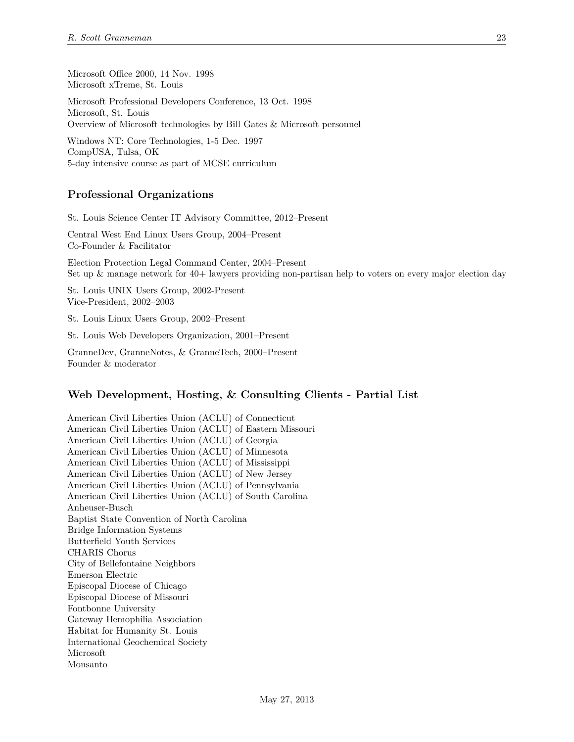Microsoft Office 2000, 14 Nov. 1998
Microsoft xTreme, St. Louis

Microsoft Professional Developers Conference, 13 Oct. 1998
Microsoft, St. Louis
Overview of Microsoft technologies by Bill Gates & Microsoft personnel

Windows NT: Core Technologies, 1-5 Dec. 1997
CompUSA, Tulsa, OK
5-day intensive course as part of MCSE curriculum

## Professional Organizations

St. Louis Science Center IT Advisory Committee, 2012–Present

Central West End Linux Users Group, 2004–Present
Co-Founder & Facilitator

Election Protection Legal Command Center, 2004–Present
Set up & manage network for 40+ lawyers providing non-partisan help to voters on every major election day

St. Louis UNIX Users Group, 2002-Present
Vice-President, 2002–2003

St. Louis Linux Users Group, 2002–Present

St. Louis Web Developers Organization, 2001–Present

GranneDev, GranneNotes, & GranneTech, 2000–Present
Founder & moderator

## Web Development, Hosting, & Consulting Clients - Partial List

American Civil Liberties Union (ACLU) of Connecticut
American Civil Liberties Union (ACLU) of Eastern Missouri
American Civil Liberties Union (ACLU) of Georgia
American Civil Liberties Union (ACLU) of Minnesota
American Civil Liberties Union (ACLU) of Mississippi
American Civil Liberties Union (ACLU) of New Jersey
American Civil Liberties Union (ACLU) of Pennsylvania
American Civil Liberties Union (ACLU) of South Carolina
Anheuser-Busch
Baptist State Convention of North Carolina
Bridge Information Systems
Butterfield Youth Services
CHARIS Chorus
City of Bellefontaine Neighbors
Emerson Electric
Episcopal Diocese of Chicago
Episcopal Diocese of Missouri
Fontbonne University
Gateway Hemophilia Association
Habitat for Humanity St. Louis
International Geochemical Society
Microsoft
Monsanto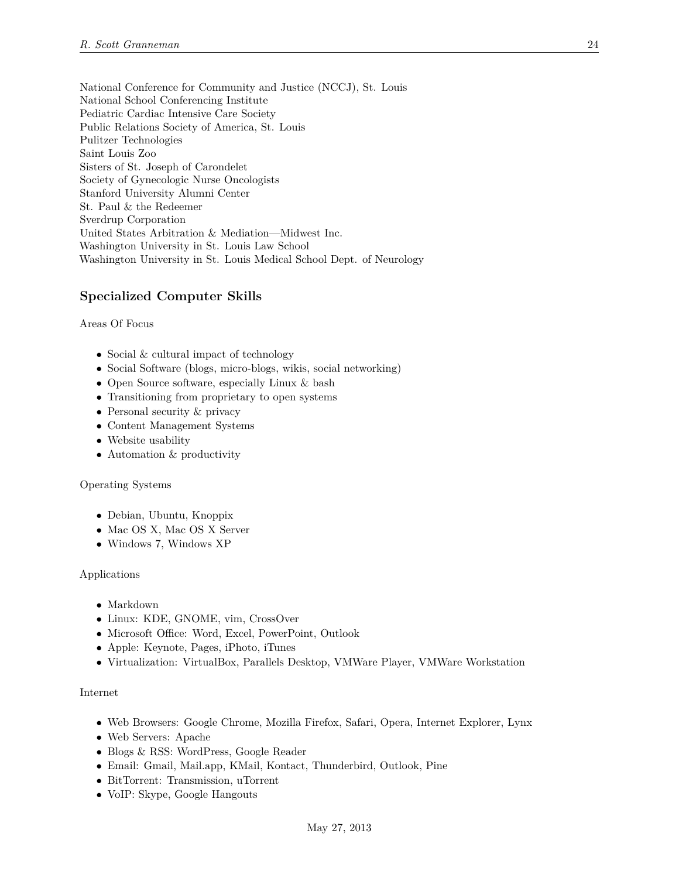National Conference for Community and Justice (NCCJ), St. Louis
National School Conferencing Institute
Pediatric Cardiac Intensive Care Society
Public Relations Society of America, St. Louis
Pulitzer Technologies
Saint Louis Zoo
Sisters of St. Joseph of Carondelet
Society of Gynecologic Nurse Oncologists
Stanford University Alumni Center
St. Paul & the Redeemer
Sverdrup Corporation
United States Arbitration & Mediation—Midwest Inc.
Washington University in St. Louis Law School
Washington University in St. Louis Medical School Dept. of Neurology

## Specialized Computer Skills

Areas Of Focus

- Social & cultural impact of technology
- Social Software (blogs, micro-blogs, wikis, social networking)
- Open Source software, especially Linux & bash
- Transitioning from proprietary to open systems
- Personal security & privacy
- Content Management Systems
- Website usability
- Automation & productivity

Operating Systems

- Debian, Ubuntu, Knoppix
- Mac OS X, Mac OS X Server
- Windows 7, Windows XP

Applications

- Markdown
- Linux: KDE, GNOME, vim, CrossOver
- Microsoft Office: Word, Excel, PowerPoint, Outlook
- Apple: Keynote, Pages, iPhoto, iTunes
- Virtualization: VirtualBox, Parallels Desktop, VMWare Player, VMWare Workstation

Internet

- Web Browsers: Google Chrome, Mozilla Firefox, Safari, Opera, Internet Explorer, Lynx
- Web Servers: Apache
- Blogs & RSS: WordPress, Google Reader
- Email: Gmail, Mail.app, KMail, Kontact, Thunderbird, Outlook, Pine
- BitTorrent: Transmission, uTorrent
- VoIP: Skype, Google Hangouts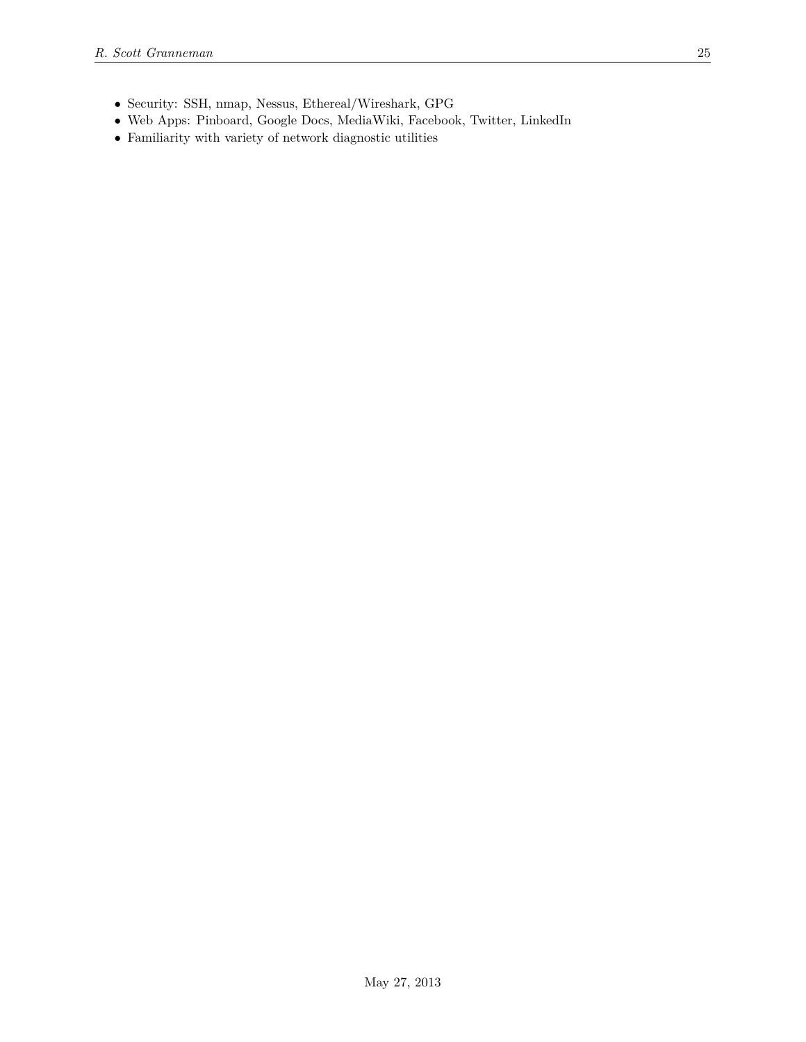- Security: SSH, nmap, Nessus, Ethereal/Wireshark, GPG
- Web Apps: Pinboard, Google Docs, MediaWiki, Facebook, Twitter, LinkedIn
- Familiarity with variety of network diagnostic utilities